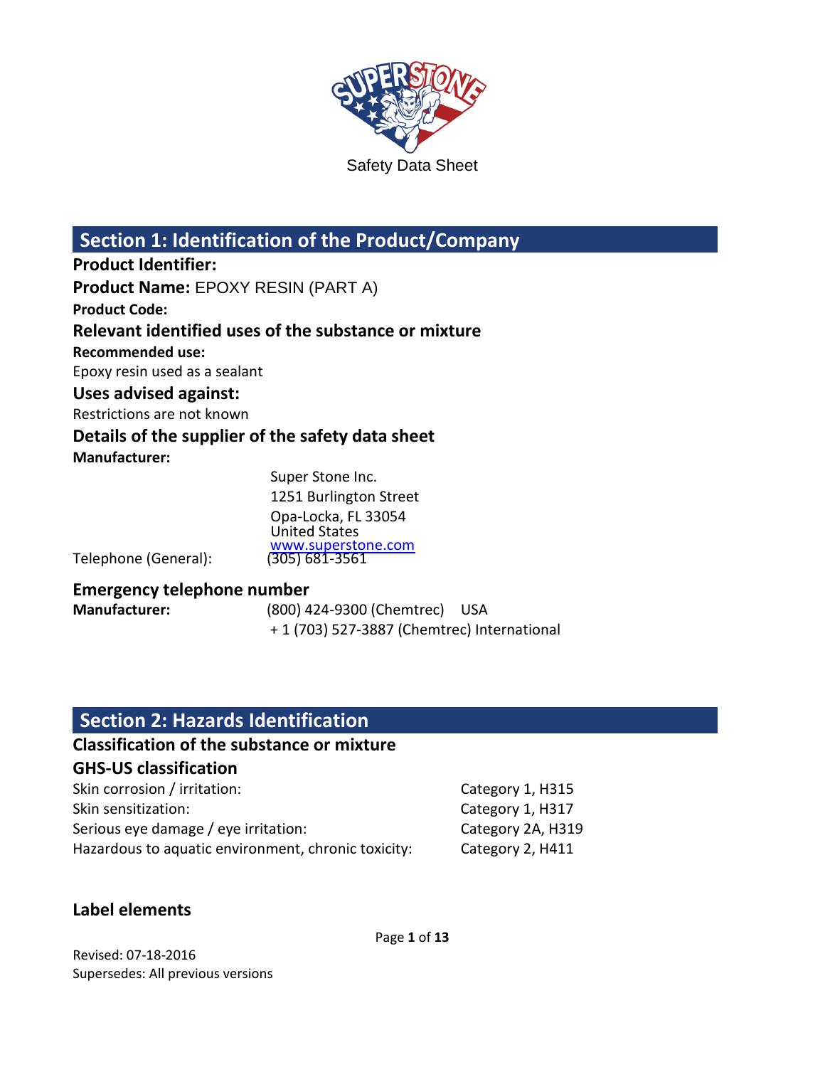Safety Data Sheet

## Section 1: Identification of the Product/Company

**Product Identifier:**

**Product Name:** EPOXY RESIN (PART A)

**Product Code:**

### Relevant identified uses of the substance or mixture

**Recommended use:**

Epoxy resin used as a sealant

### Uses advised against:

Restrictions are not known

### Details of the supplier of the safety data sheet

**Manufacturer:**

Super Stone Inc.
1251 Burlington Street
Opa-Locka, FL 33054
United States
www.superstone.com

Telephone (General): (305) 681-3561

### Emergency telephone number

**Manufacturer:** (800) 424-9300 (Chemtrec) USA
+ 1 (703) 527-3887 (Chemtrec) International

## Section 2: Hazards Identification

### Classification of the substance or mixture

### GHS-US classification

| | |
|---|---|
| Skin corrosion / irritation: | Category 1, H315 |
| Skin sensitization: | Category 1, H317 |
| Serious eye damage / eye irritation: | Category 2A, H319 |
| Hazardous to aquatic environment, chronic toxicity: | Category 2, H411 |

### Label elements

Revised: 07-18-2016
Supersedes: All previous versions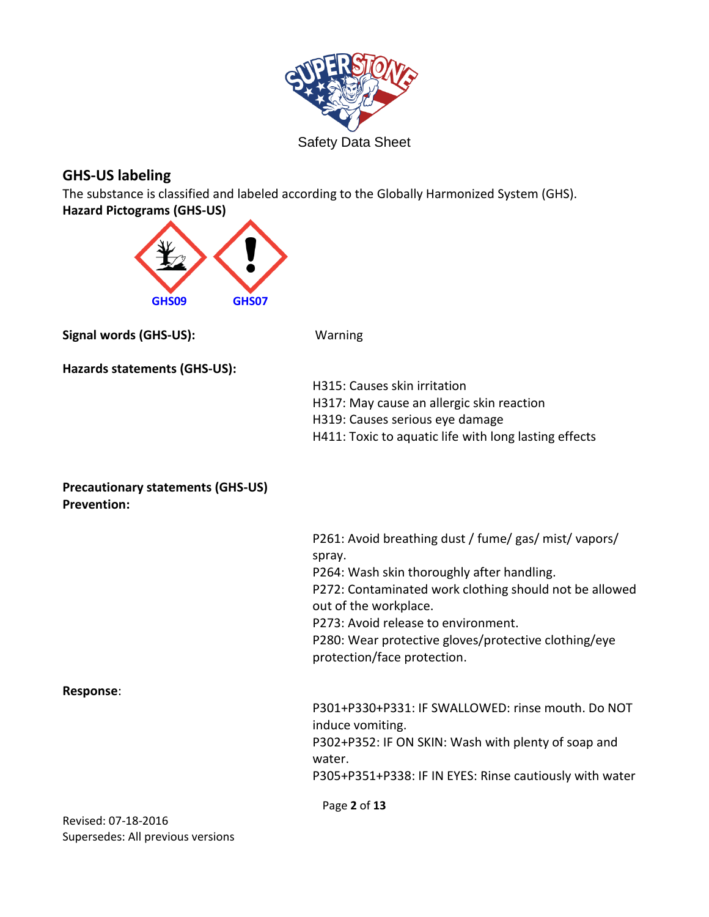Safety Data Sheet

## GHS-US labeling

The substance is classified and labeled according to the Globally Harmonized System (GHS).

**Hazard Pictograms (GHS-US)**

GHS09 GHS07

**Signal words (GHS-US):** Warning

**Hazards statements (GHS-US):**

H315: Causes skin irritation
H317: May cause an allergic skin reaction
H319: Causes serious eye damage
H411: Toxic to aquatic life with long lasting effects

**Precautionary statements (GHS-US)**
**Prevention:**

P261: Avoid breathing dust / fume/ gas/ mist/ vapors/ spray.
P264: Wash skin thoroughly after handling.
P272: Contaminated work clothing should not be allowed out of the workplace.
P273: Avoid release to environment.
P280: Wear protective gloves/protective clothing/eye protection/face protection.

**Response**:

P301+P330+P331: IF SWALLOWED: rinse mouth. Do NOT induce vomiting.
P302+P352: IF ON SKIN: Wash with plenty of soap and water.
P305+P351+P338: IF IN EYES: Rinse cautiously with water

Revised: 07-18-2016
Supersedes: All previous versions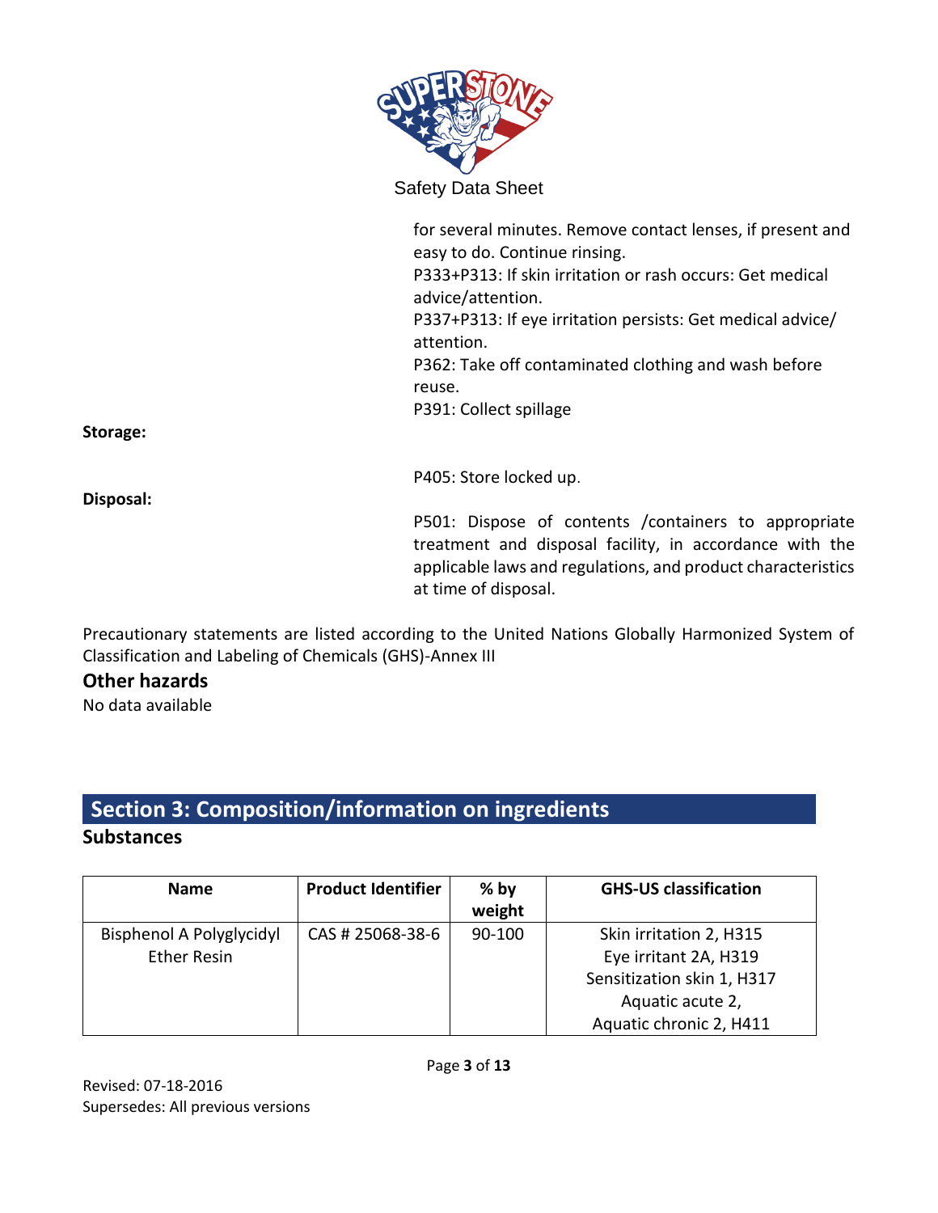for several minutes. Remove contact lenses, if present and easy to do. Continue rinsing.
P333+P313: If skin irritation or rash occurs: Get medical advice/attention.
P337+P313: If eye irritation persists: Get medical advice/ attention.
P362: Take off contaminated clothing and wash before reuse.
P391: Collect spillage

**Storage:**

P405: Store locked up.

**Disposal:**

P501: Dispose of contents /containers to appropriate treatment and disposal facility, in accordance with the applicable laws and regulations, and product characteristics at time of disposal.

Precautionary statements are listed according to the United Nations Globally Harmonized System of Classification and Labeling of Chemicals (GHS)-Annex III

## Other hazards

No data available

## Section 3: Composition/information on ingredients

### Substances

| Name | Product Identifier | % by weight | GHS-US classification |
|---|---|---|---|
| Bisphenol A Polyglycidyl Ether Resin | CAS # 25068-38-6 | 90-100 | Skin irritation 2, H315<br>Eye irritant 2A, H319<br>Sensitization skin 1, H317<br>Aquatic acute 2,<br>Aquatic chronic 2, H411 |

Revised: 07-18-2016
Supersedes: All previous versions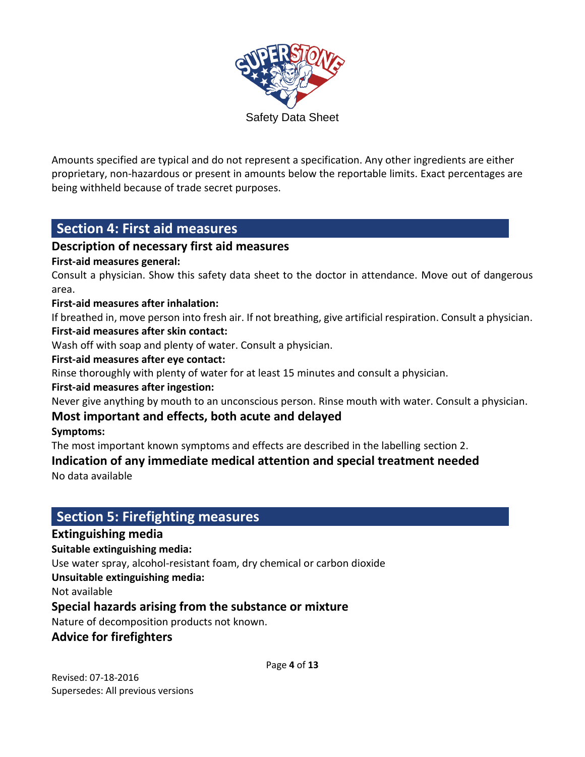Amounts specified are typical and do not represent a specification. Any other ingredients are either proprietary, non-hazardous or present in amounts below the reportable limits. Exact percentages are being withheld because of trade secret purposes.

## Section 4: First aid measures

### Description of necessary first aid measures

**First-aid measures general:**

Consult a physician. Show this safety data sheet to the doctor in attendance. Move out of dangerous area.

**First-aid measures after inhalation:**

If breathed in, move person into fresh air. If not breathing, give artificial respiration. Consult a physician.

**First-aid measures after skin contact:**

Wash off with soap and plenty of water. Consult a physician.

**First-aid measures after eye contact:**

Rinse thoroughly with plenty of water for at least 15 minutes and consult a physician.

**First-aid measures after ingestion:**

Never give anything by mouth to an unconscious person. Rinse mouth with water. Consult a physician.

### Most important and effects, both acute and delayed

**Symptoms:**

The most important known symptoms and effects are described in the labelling section 2.

### Indication of any immediate medical attention and special treatment needed

No data available

## Section 5: Firefighting measures

### Extinguishing media

**Suitable extinguishing media:**

Use water spray, alcohol-resistant foam, dry chemical or carbon dioxide

**Unsuitable extinguishing media:**

Not available

### Special hazards arising from the substance or mixture

Nature of decomposition products not known.

### Advice for firefighters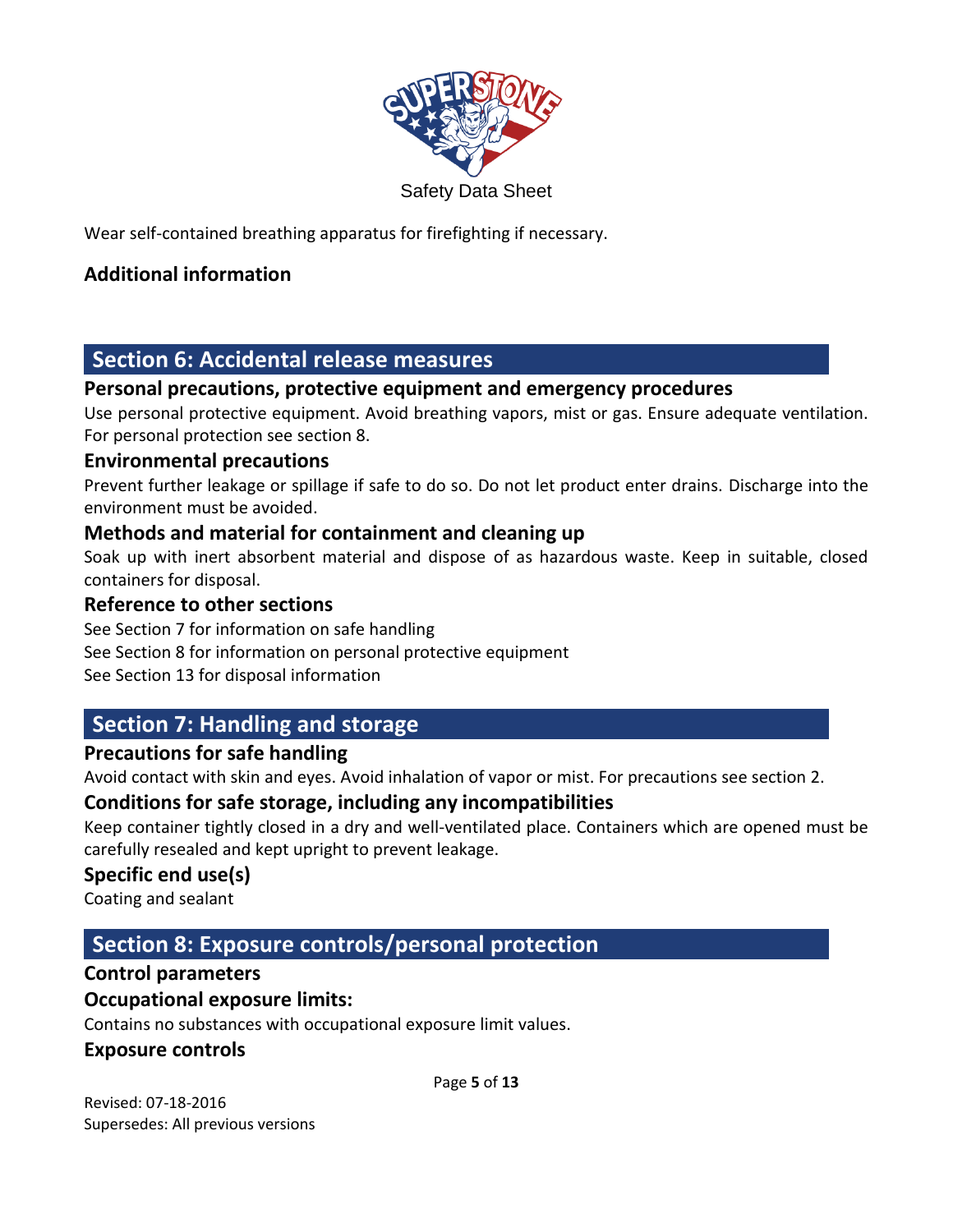Wear self-contained breathing apparatus for firefighting if necessary.

### Additional information

## Section 6: Accidental release measures

### Personal precautions, protective equipment and emergency procedures

Use personal protective equipment. Avoid breathing vapors, mist or gas. Ensure adequate ventilation. For personal protection see section 8.

### Environmental precautions

Prevent further leakage or spillage if safe to do so. Do not let product enter drains. Discharge into the environment must be avoided.

### Methods and material for containment and cleaning up

Soak up with inert absorbent material and dispose of as hazardous waste. Keep in suitable, closed containers for disposal.

### Reference to other sections

See Section 7 for information on safe handling
See Section 8 for information on personal protective equipment
See Section 13 for disposal information

## Section 7: Handling and storage

### Precautions for safe handling

Avoid contact with skin and eyes. Avoid inhalation of vapor or mist. For precautions see section 2.

### Conditions for safe storage, including any incompatibilities

Keep container tightly closed in a dry and well-ventilated place. Containers which are opened must be carefully resealed and kept upright to prevent leakage.

### Specific end use(s)

Coating and sealant

## Section 8: Exposure controls/personal protection

### Control parameters

### Occupational exposure limits:

Contains no substances with occupational exposure limit values.

### Exposure controls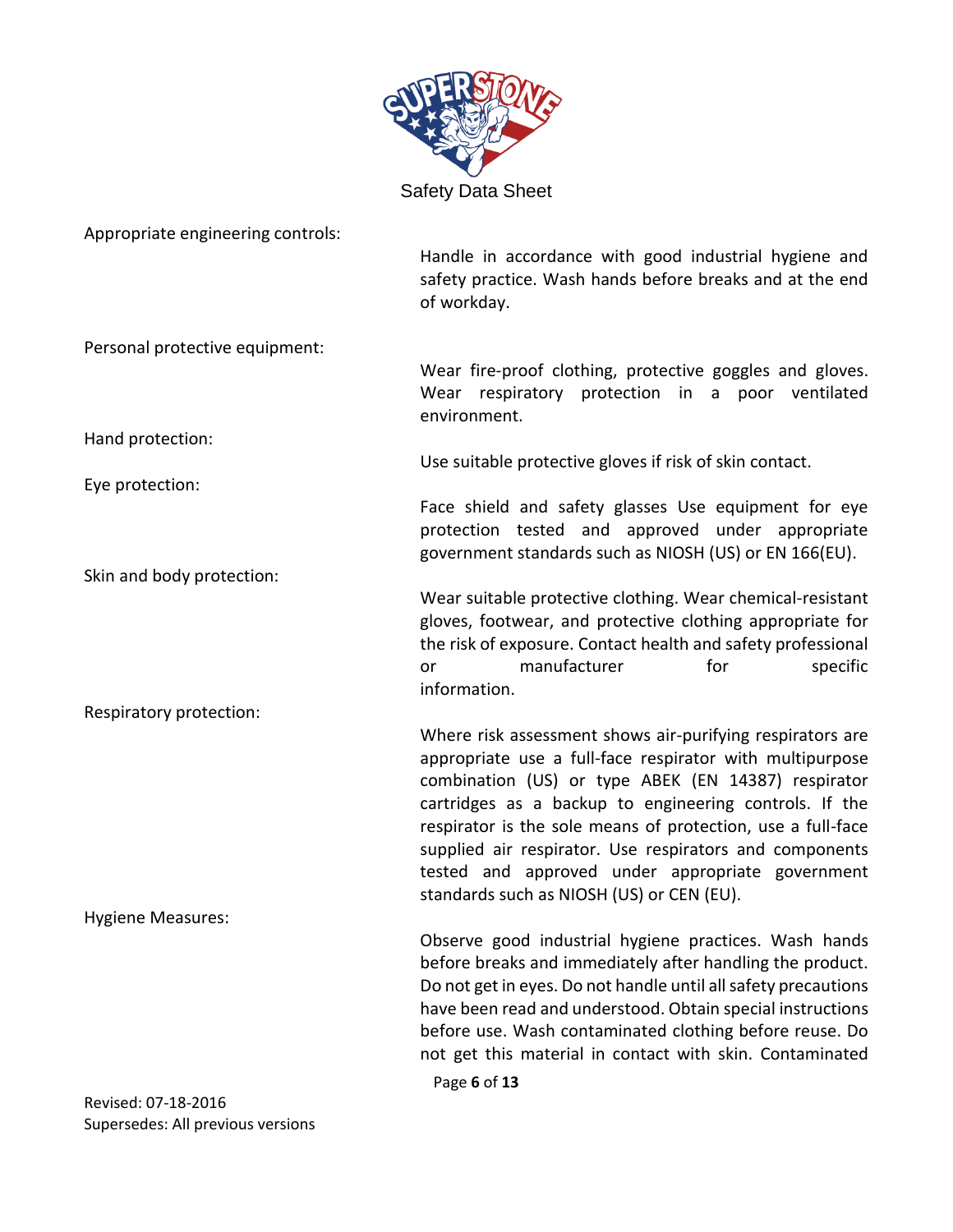Appropriate engineering controls:

Handle in accordance with good industrial hygiene and safety practice. Wash hands before breaks and at the end of workday.

Personal protective equipment:

Wear fire-proof clothing, protective goggles and gloves. Wear respiratory protection in a poor ventilated environment.

Hand protection:

Use suitable protective gloves if risk of skin contact.

Eye protection:

Face shield and safety glasses Use equipment for eye protection tested and approved under appropriate government standards such as NIOSH (US) or EN 166(EU).

Skin and body protection:

Wear suitable protective clothing. Wear chemical-resistant gloves, footwear, and protective clothing appropriate for the risk of exposure. Contact health and safety professional or manufacturer for specific information.

Respiratory protection:

Where risk assessment shows air-purifying respirators are appropriate use a full-face respirator with multipurpose combination (US) or type ABEK (EN 14387) respirator cartridges as a backup to engineering controls. If the respirator is the sole means of protection, use a full-face supplied air respirator. Use respirators and components tested and approved under appropriate government standards such as NIOSH (US) or CEN (EU).

Hygiene Measures:

Observe good industrial hygiene practices. Wash hands before breaks and immediately after handling the product. Do not get in eyes. Do not handle until all safety precautions have been read and understood. Obtain special instructions before use. Wash contaminated clothing before reuse. Do not get this material in contact with skin. Contaminated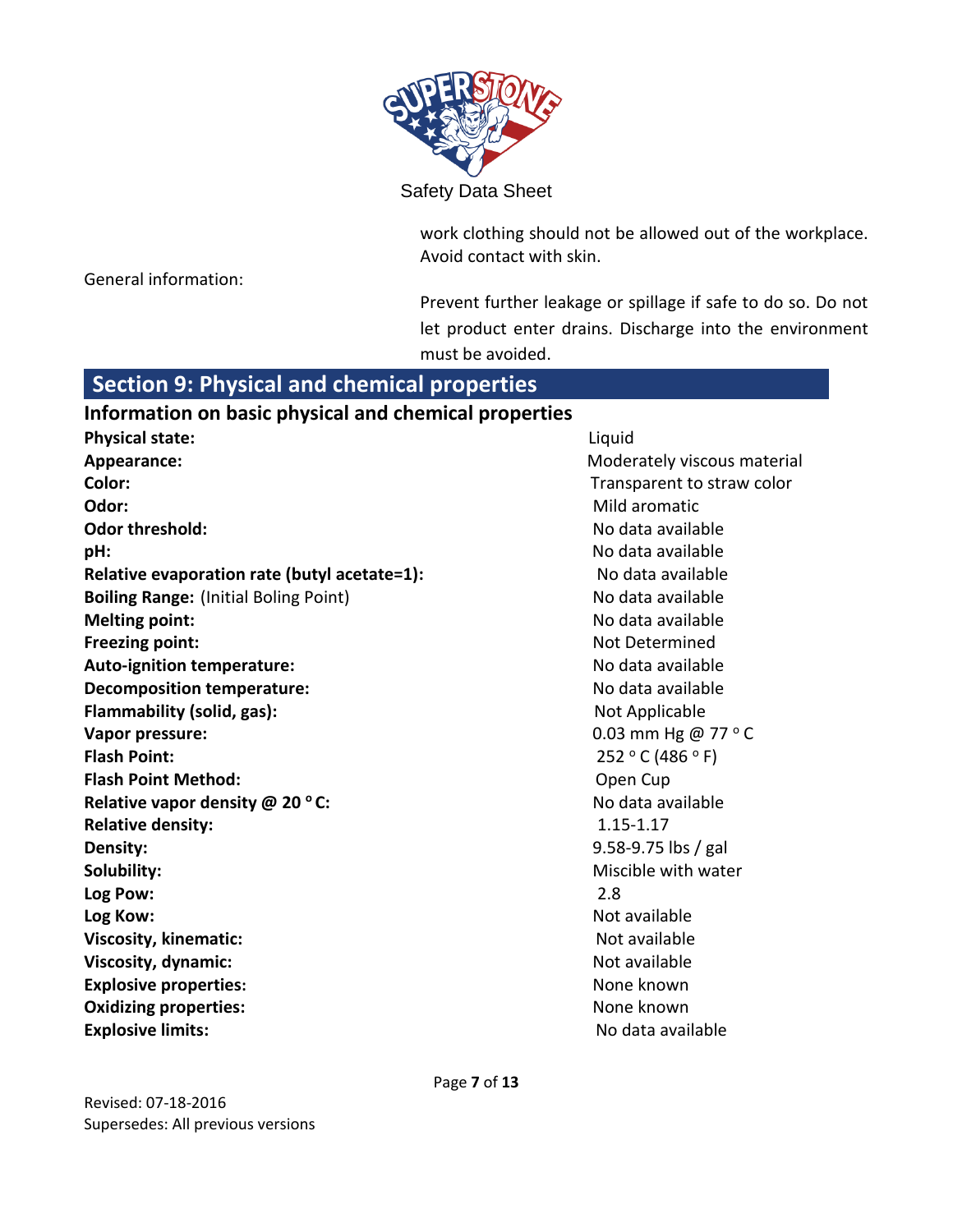work clothing should not be allowed out of the workplace. Avoid contact with skin.

General information:

Prevent further leakage or spillage if safe to do so. Do not let product enter drains. Discharge into the environment must be avoided.

## Section 9: Physical and chemical properties

### Information on basic physical and chemical properties

| | |
|---|---|
| **Physical state:** | Liquid |
| **Appearance:** | Moderately viscous material |
| **Color:** | Transparent to straw color |
| **Odor:** | Mild aromatic |
| **Odor threshold:** | No data available |
| **pH:** | No data available |
| **Relative evaporation rate (butyl acetate=1):** | No data available |
| **Boiling Range:** (Initial Boling Point) | No data available |
| **Melting point:** | No data available |
| **Freezing point:** | Not Determined |
| **Auto-ignition temperature:** | No data available |
| **Decomposition temperature:** | No data available |
| **Flammability (solid, gas):** | Not Applicable |
| **Vapor pressure:** | 0.03 mm Hg @ 77 ° C |
| **Flash Point:** | 252 ° C (486 ° F) |
| **Flash Point Method:** | Open Cup |
| **Relative vapor density @ 20 ° C:** | No data available |
| **Relative density:** | 1.15-1.17 |
| **Density:** | 9.58-9.75 lbs / gal |
| **Solubility:** | Miscible with water |
| **Log Pow:** | 2.8 |
| **Log Kow:** | Not available |
| **Viscosity, kinematic:** | Not available |
| **Viscosity, dynamic:** | Not available |
| **Explosive properties:** | None known |
| **Oxidizing properties:** | None known |
| **Explosive limits:** | No data available |

Revised: 07-18-2016
Supersedes: All previous versions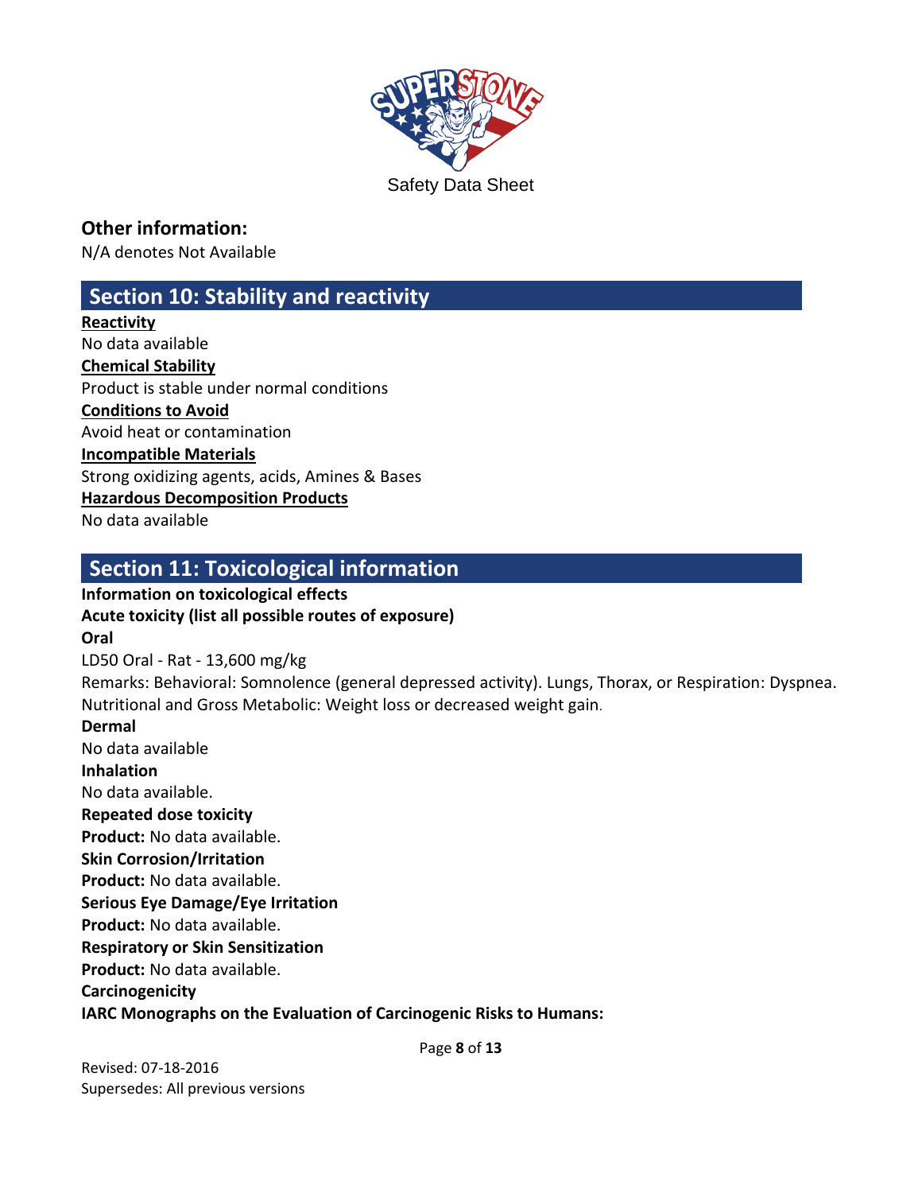Safety Data Sheet

## Other information:

N/A denotes Not Available

## Section 10: Stability and reactivity

**Reactivity**

No data available

**Chemical Stability**

Product is stable under normal conditions

**Conditions to Avoid**

Avoid heat or contamination

**Incompatible Materials**

Strong oxidizing agents, acids, Amines & Bases

**Hazardous Decomposition Products**

No data available

## Section 11: Toxicological information

**Information on toxicological effects**

**Acute toxicity (list all possible routes of exposure)**

**Oral**

LD50 Oral - Rat - 13,600 mg/kg

Remarks: Behavioral: Somnolence (general depressed activity). Lungs, Thorax, or Respiration: Dyspnea. Nutritional and Gross Metabolic: Weight loss or decreased weight gain.

**Dermal**

No data available

**Inhalation**

No data available.

**Repeated dose toxicity**

**Product:** No data available.

**Skin Corrosion/Irritation**

**Product:** No data available.

**Serious Eye Damage/Eye Irritation**

**Product:** No data available.

**Respiratory or Skin Sensitization**

**Product:** No data available.

**Carcinogenicity**

**IARC Monographs on the Evaluation of Carcinogenic Risks to Humans:**

Revised: 07-18-2016

Supersedes: All previous versions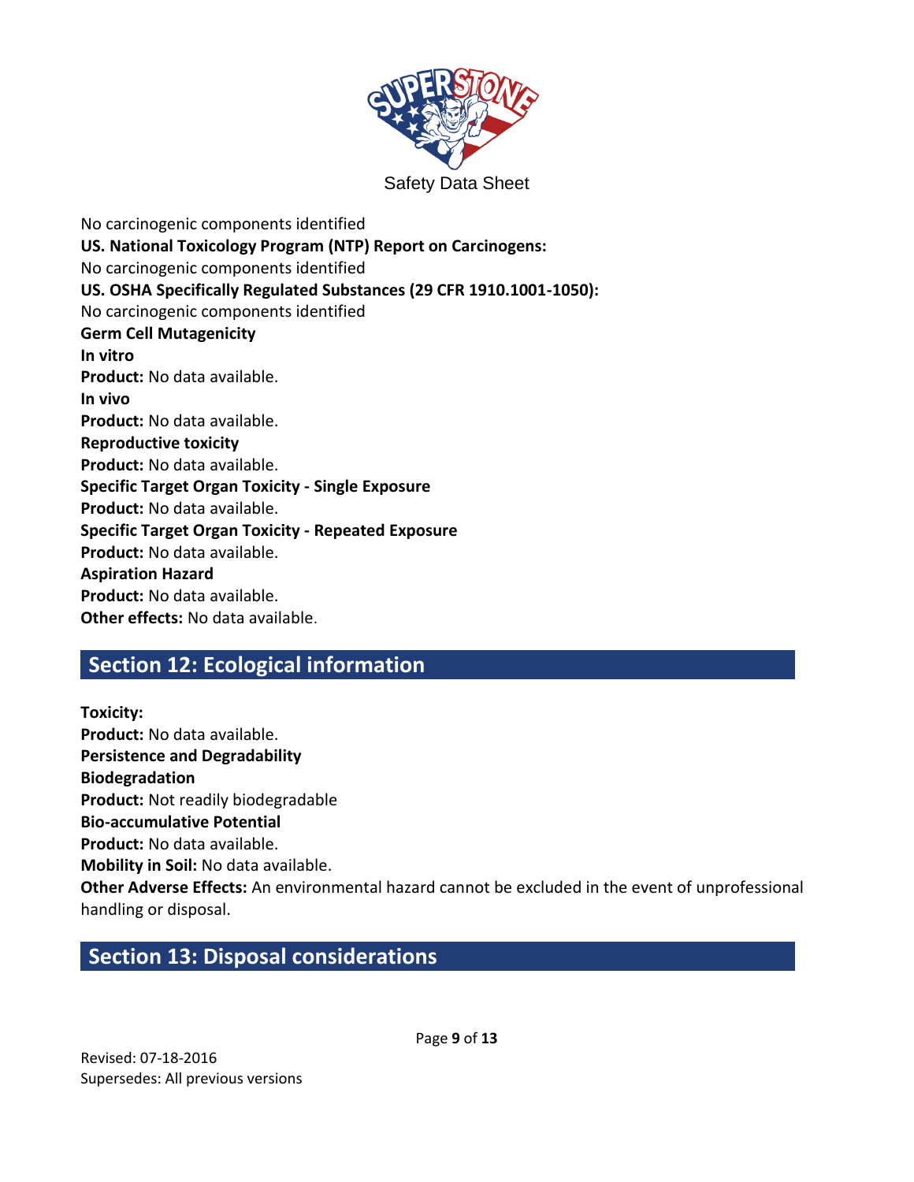No carcinogenic components identified

**US. National Toxicology Program (NTP) Report on Carcinogens:**

No carcinogenic components identified

**US. OSHA Specifically Regulated Substances (29 CFR 1910.1001-1050):**

No carcinogenic components identified

**Germ Cell Mutagenicity**

**In vitro**

**Product:** No data available.

**In vivo**

**Product:** No data available.

**Reproductive toxicity**

**Product:** No data available.

**Specific Target Organ Toxicity - Single Exposure**

**Product:** No data available.

**Specific Target Organ Toxicity - Repeated Exposure**

**Product:** No data available.

**Aspiration Hazard**

**Product:** No data available.

**Other effects:** No data available.

## Section 12: Ecological information

**Toxicity:**

**Product:** No data available.

**Persistence and Degradability**

**Biodegradation**

**Product:** Not readily biodegradable

**Bio-accumulative Potential**

**Product:** No data available.

**Mobility in Soil:** No data available.

**Other Adverse Effects:** An environmental hazard cannot be excluded in the event of unprofessional handling or disposal.

## Section 13: Disposal considerations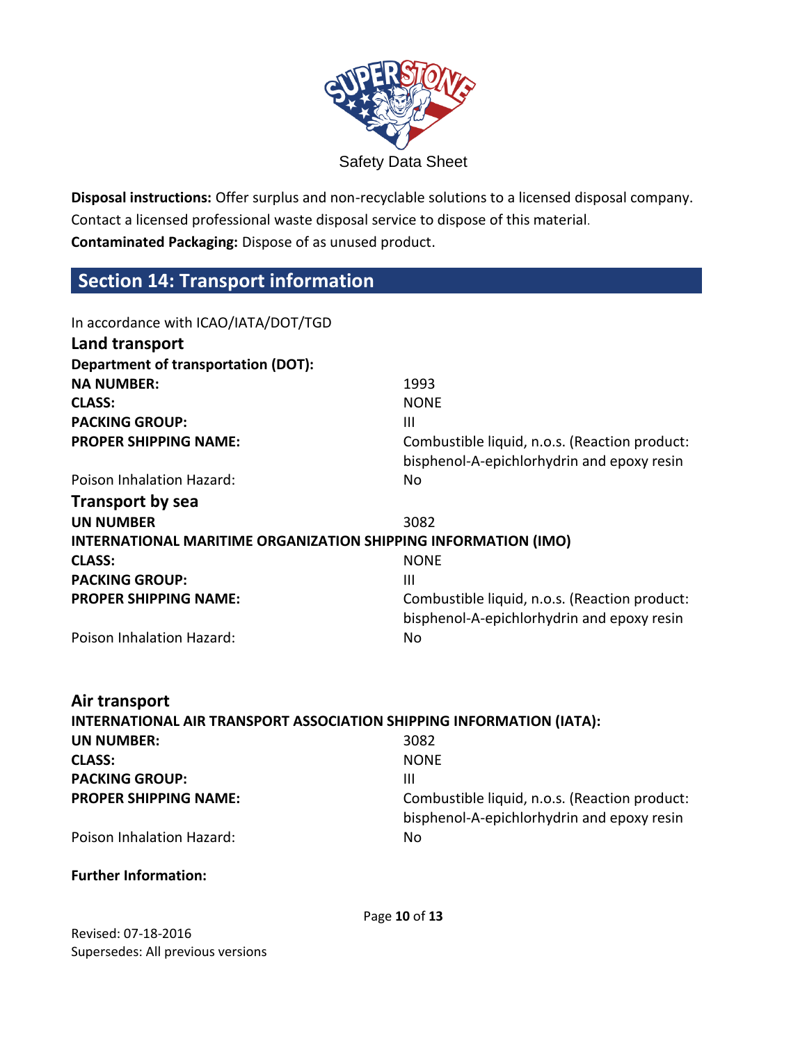Safety Data Sheet

**Disposal instructions:** Offer surplus and non-recyclable solutions to a licensed disposal company. Contact a licensed professional waste disposal service to dispose of this material.
**Contaminated Packaging:** Dispose of as unused product.

## Section 14: Transport information

In accordance with ICAO/IATA/DOT/TGD

### Land transport

**Department of transportation (DOT):**

| | |
|---|---|
| **NA NUMBER:** | 1993 |
| **CLASS:** | NONE |
| **PACKING GROUP:** | III |
| **PROPER SHIPPING NAME:** | Combustible liquid, n.o.s. (Reaction product: bisphenol-A-epichlorhydrin and epoxy resin |
| Poison Inhalation Hazard: | No |

### Transport by sea

| | |
|---|---|
| **UN NUMBER** | 3082 |

**INTERNATIONAL MARITIME ORGANIZATION SHIPPING INFORMATION (IMO)**

| | |
|---|---|
| **CLASS:** | NONE |
| **PACKING GROUP:** | III |
| **PROPER SHIPPING NAME:** | Combustible liquid, n.o.s. (Reaction product: bisphenol-A-epichlorhydrin and epoxy resin |
| Poison Inhalation Hazard: | No |

### Air transport

**INTERNATIONAL AIR TRANSPORT ASSOCIATION SHIPPING INFORMATION (IATA):**

| | |
|---|---|
| **UN NUMBER:** | 3082 |
| **CLASS:** | NONE |
| **PACKING GROUP:** | III |
| **PROPER SHIPPING NAME:** | Combustible liquid, n.o.s. (Reaction product: bisphenol-A-epichlorhydrin and epoxy resin |
| Poison Inhalation Hazard: | No |

**Further Information:**

Revised: 07-18-2016
Supersedes: All previous versions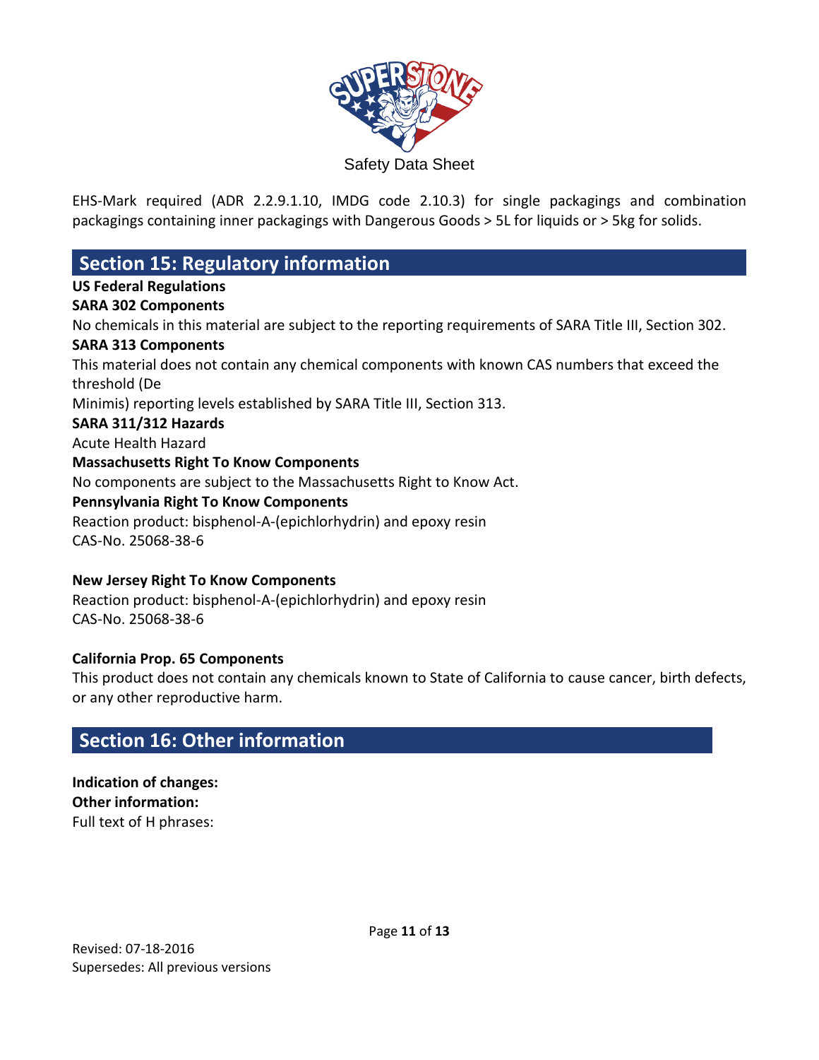EHS-Mark required (ADR 2.2.9.1.10, IMDG code 2.10.3) for single packagings and combination packagings containing inner packagings with Dangerous Goods > 5L for liquids or > 5kg for solids.

## Section 15: Regulatory information

**US Federal Regulations**

**SARA 302 Components**

No chemicals in this material are subject to the reporting requirements of SARA Title III, Section 302.

**SARA 313 Components**

This material does not contain any chemical components with known CAS numbers that exceed the threshold (De Minimis) reporting levels established by SARA Title III, Section 313.

**SARA 311/312 Hazards**

Acute Health Hazard

**Massachusetts Right To Know Components**

No components are subject to the Massachusetts Right to Know Act.

**Pennsylvania Right To Know Components**

Reaction product: bisphenol-A-(epichlorhydrin) and epoxy resin
CAS-No. 25068-38-6

**New Jersey Right To Know Components**

Reaction product: bisphenol-A-(epichlorhydrin) and epoxy resin
CAS-No. 25068-38-6

**California Prop. 65 Components**

This product does not contain any chemicals known to State of California to cause cancer, birth defects, or any other reproductive harm.

## Section 16: Other information

**Indication of changes:**

**Other information:**

Full text of H phrases:

Revised: 07-18-2016
Supersedes: All previous versions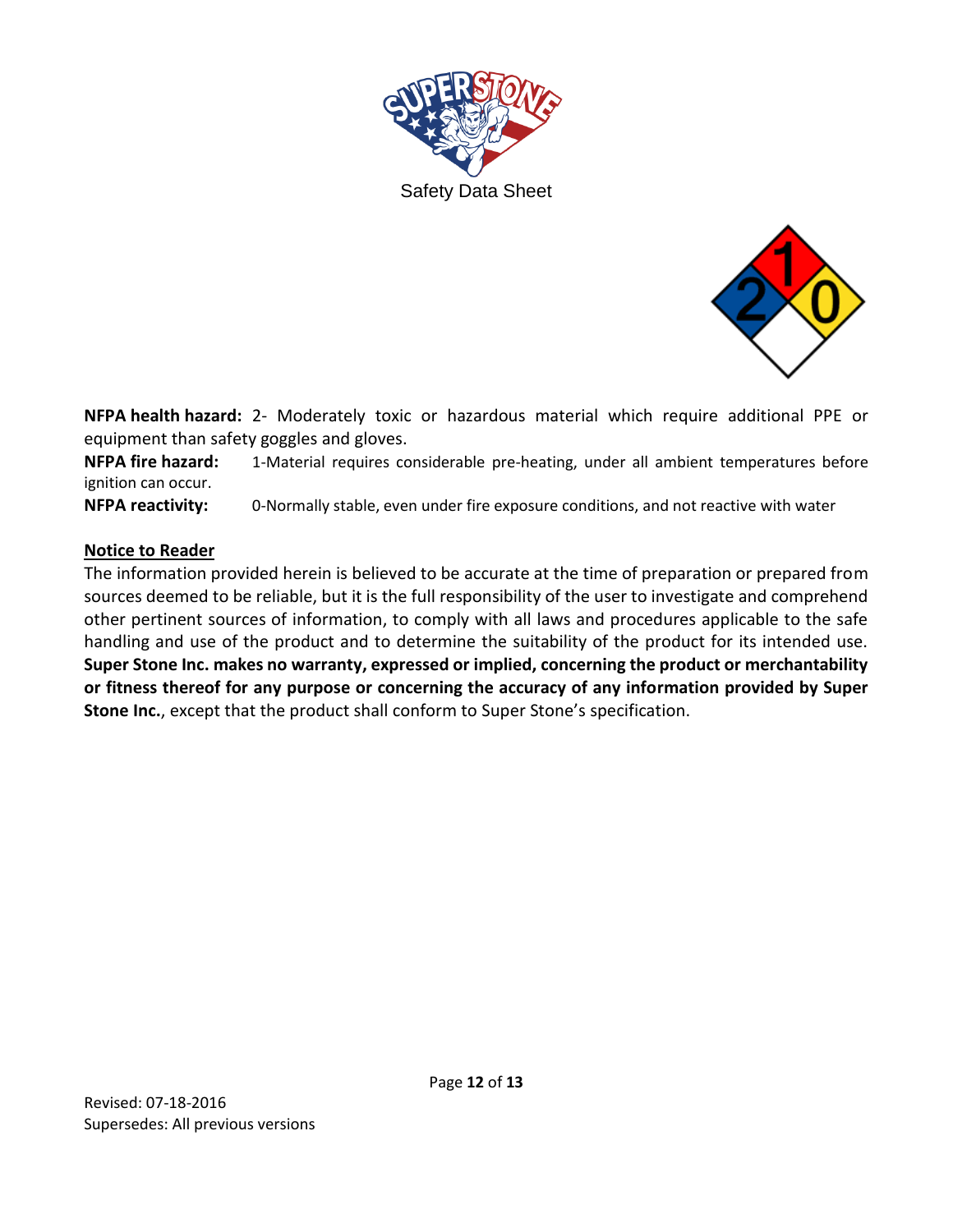Safety Data Sheet

**NFPA health hazard:** 2- Moderately toxic or hazardous material which require additional PPE or equipment than safety goggles and gloves.

**NFPA fire hazard:** 1-Material requires considerable pre-heating, under all ambient temperatures before ignition can occur.

**NFPA reactivity:** 0-Normally stable, even under fire exposure conditions, and not reactive with water

## Notice to Reader

The information provided herein is believed to be accurate at the time of preparation or prepared from sources deemed to be reliable, but it is the full responsibility of the user to investigate and comprehend other pertinent sources of information, to comply with all laws and procedures applicable to the safe handling and use of the product and to determine the suitability of the product for its intended use. **Super Stone Inc. makes no warranty, expressed or implied, concerning the product or merchantability or fitness thereof for any purpose or concerning the accuracy of any information provided by Super Stone Inc.**, except that the product shall conform to Super Stone's specification.

Revised: 07-18-2016
Supersedes: All previous versions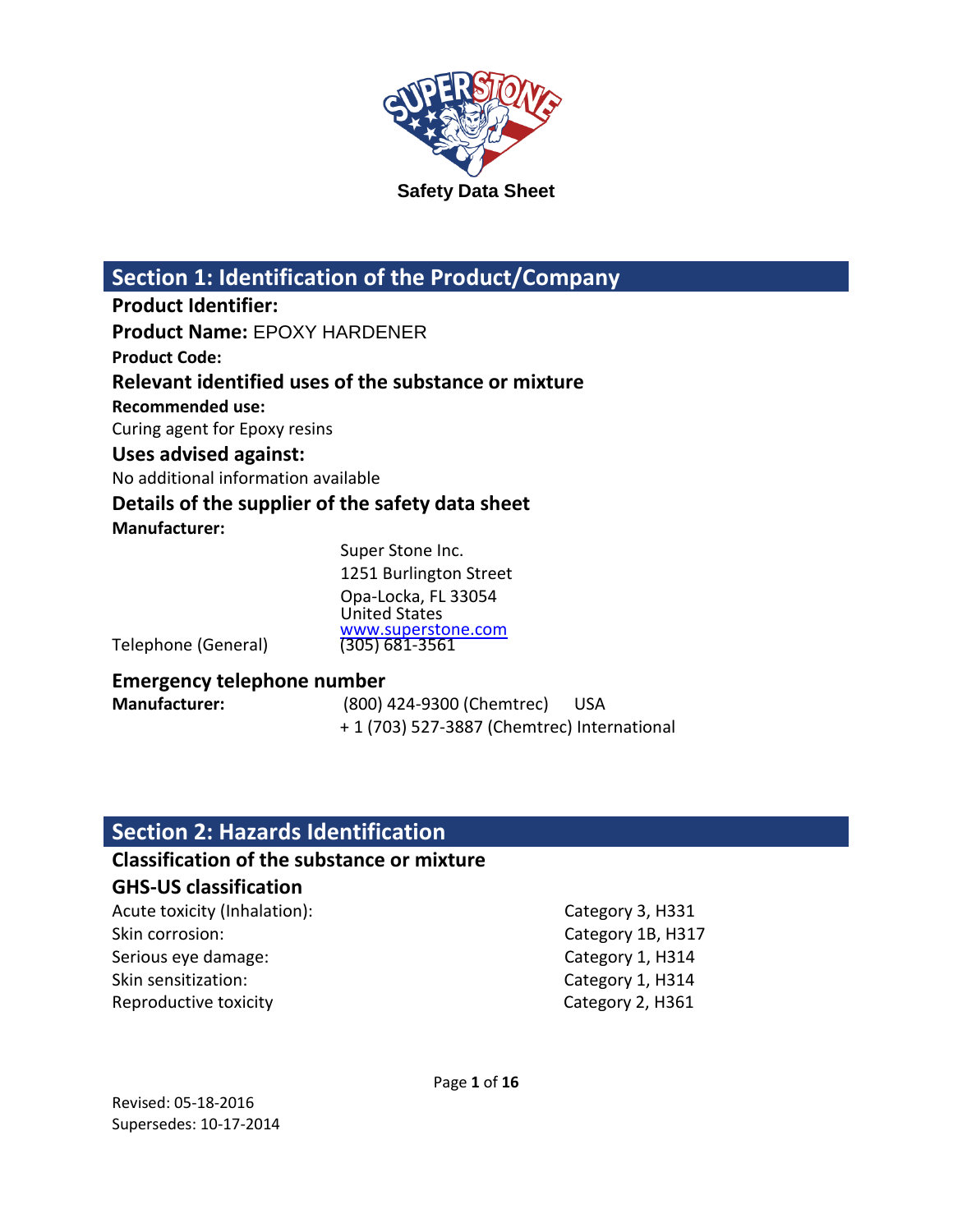Safety Data Sheet

## Section 1: Identification of the Product/Company

**Product Identifier:**

**Product Name:** EPOXY HARDENER

**Product Code:**

### Relevant identified uses of the substance or mixture

**Recommended use:**

Curing agent for Epoxy resins

### Uses advised against:

No additional information available

### Details of the supplier of the safety data sheet

**Manufacturer:**

Super Stone Inc.
1251 Burlington Street
Opa-Locka, FL 33054
United States
www.superstone.com

Telephone (General) (305) 681-3561

### Emergency telephone number

**Manufacturer:** (800) 424-9300 (Chemtrec) USA
+ 1 (703) 527-3887 (Chemtrec) International

## Section 2: Hazards Identification

### Classification of the substance or mixture

### GHS-US classification

| | |
|---|---|
| Acute toxicity (Inhalation): | Category 3, H331 |
| Skin corrosion: | Category 1B, H317 |
| Serious eye damage: | Category 1, H314 |
| Skin sensitization: | Category 1, H314 |
| Reproductive toxicity | Category 2, H361 |

Revised: 05-18-2016
Supersedes: 10-17-2014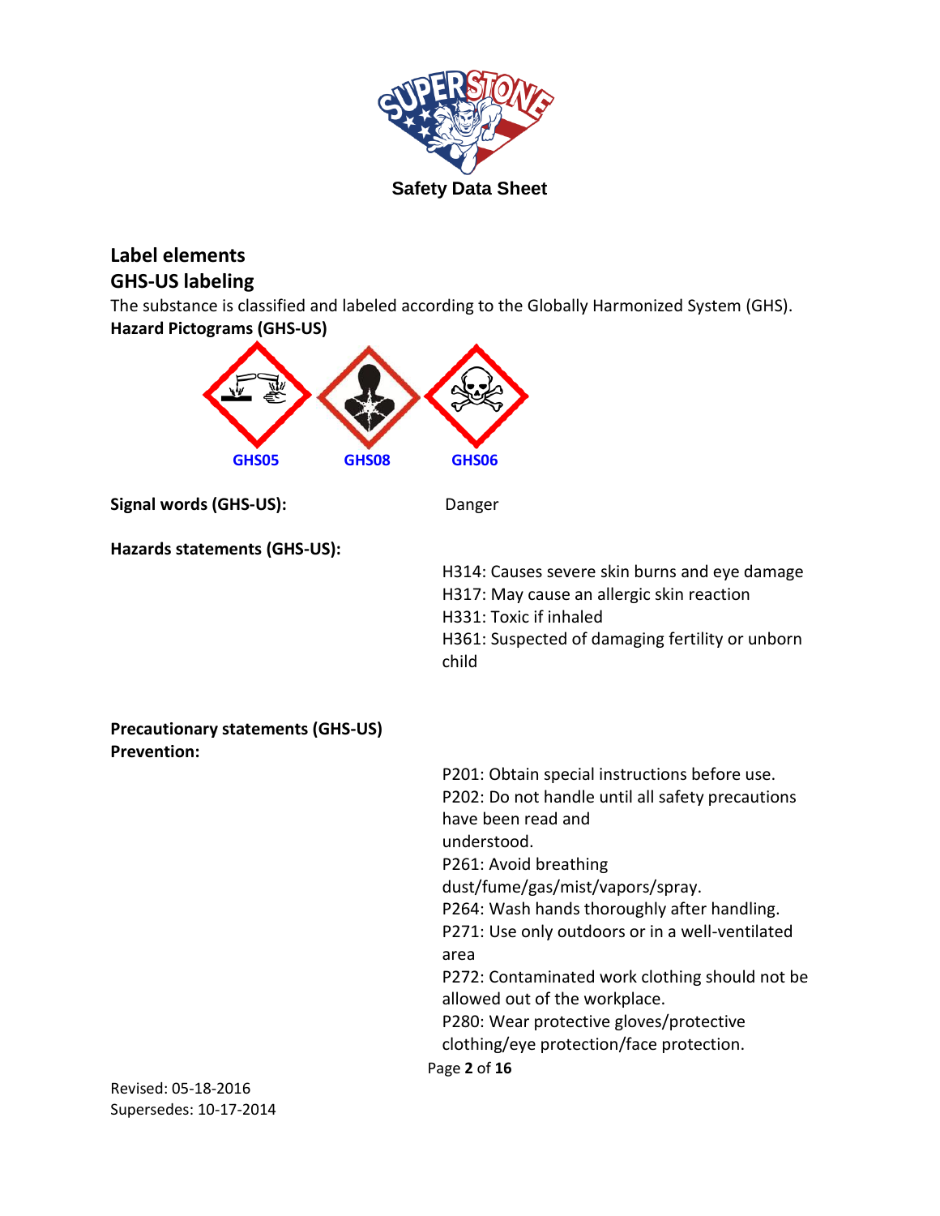Safety Data Sheet

## Label elements

## GHS-US labeling

The substance is classified and labeled according to the Globally Harmonized System (GHS).

**Hazard Pictograms (GHS-US)**

GHS05 GHS08 GHS06

**Signal words (GHS-US):** Danger

**Hazards statements (GHS-US):**

H314: Causes severe skin burns and eye damage
H317: May cause an allergic skin reaction
H331: Toxic if inhaled
H361: Suspected of damaging fertility or unborn child

**Precautionary statements (GHS-US)**
**Prevention:**

P201: Obtain special instructions before use.
P202: Do not handle until all safety precautions have been read and understood.
P261: Avoid breathing dust/fume/gas/mist/vapors/spray.
P264: Wash hands thoroughly after handling.
P271: Use only outdoors or in a well-ventilated area
P272: Contaminated work clothing should not be allowed out of the workplace.
P280: Wear protective gloves/protective clothing/eye protection/face protection.

Revised: 05-18-2016
Supersedes: 10-17-2014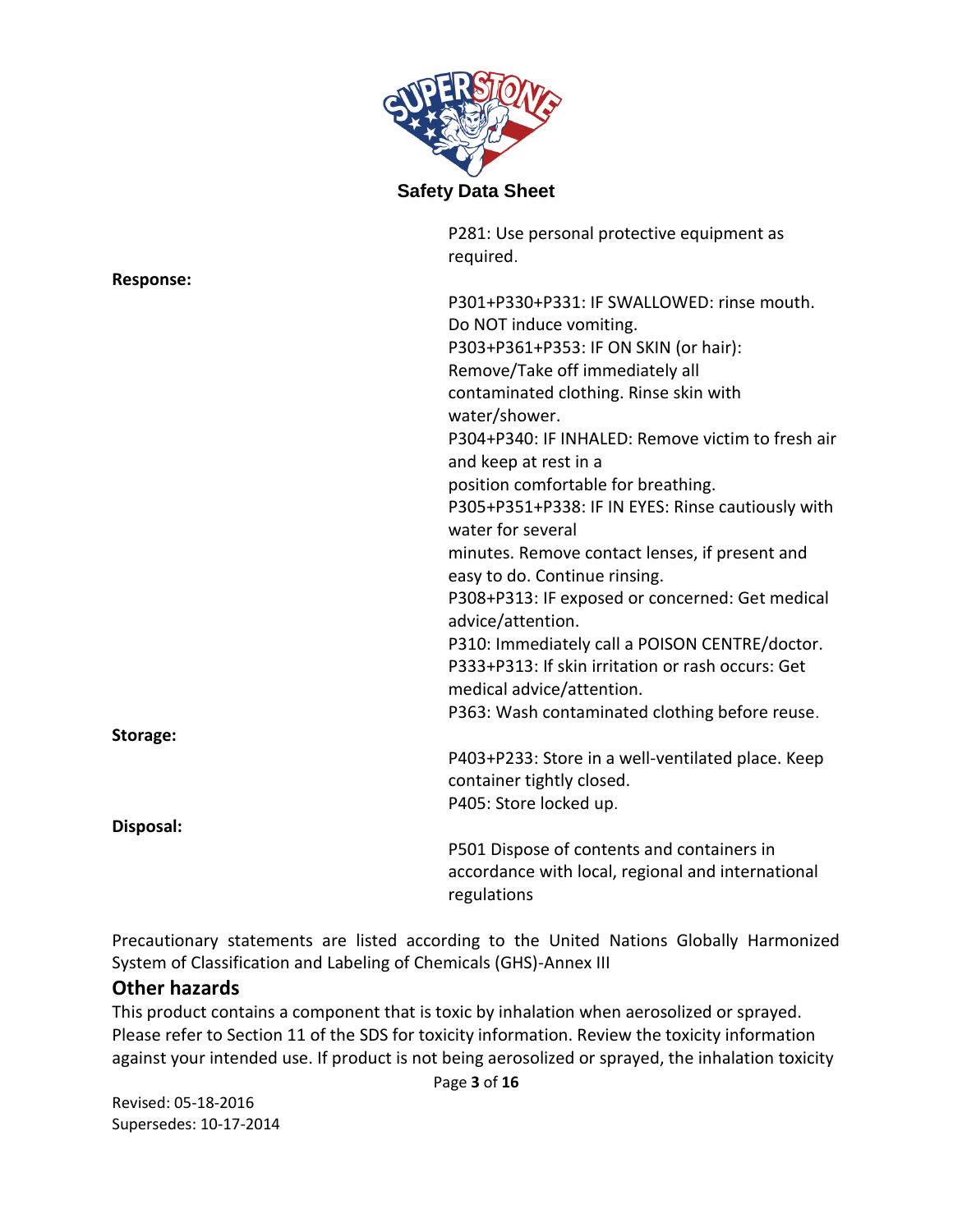P281: Use personal protective equipment as required.

**Response:**

P301+P330+P331: IF SWALLOWED: rinse mouth. Do NOT induce vomiting.
P303+P361+P353: IF ON SKIN (or hair): Remove/Take off immediately all contaminated clothing. Rinse skin with water/shower.
P304+P340: IF INHALED: Remove victim to fresh air and keep at rest in a position comfortable for breathing.
P305+P351+P338: IF IN EYES: Rinse cautiously with water for several minutes. Remove contact lenses, if present and easy to do. Continue rinsing.
P308+P313: IF exposed or concerned: Get medical advice/attention.
P310: Immediately call a POISON CENTRE/doctor.
P333+P313: If skin irritation or rash occurs: Get medical advice/attention.
P363: Wash contaminated clothing before reuse.

**Storage:**

P403+P233: Store in a well-ventilated place. Keep container tightly closed.
P405: Store locked up.

**Disposal:**

P501 Dispose of contents and containers in accordance with local, regional and international regulations

Precautionary statements are listed according to the United Nations Globally Harmonized System of Classification and Labeling of Chemicals (GHS)-Annex III

## Other hazards

This product contains a component that is toxic by inhalation when aerosolized or sprayed. Please refer to Section 11 of the SDS for toxicity information. Review the toxicity information against your intended use. If product is not being aerosolized or sprayed, the inhalation toxicity

Revised: 05-18-2016
Supersedes: 10-17-2014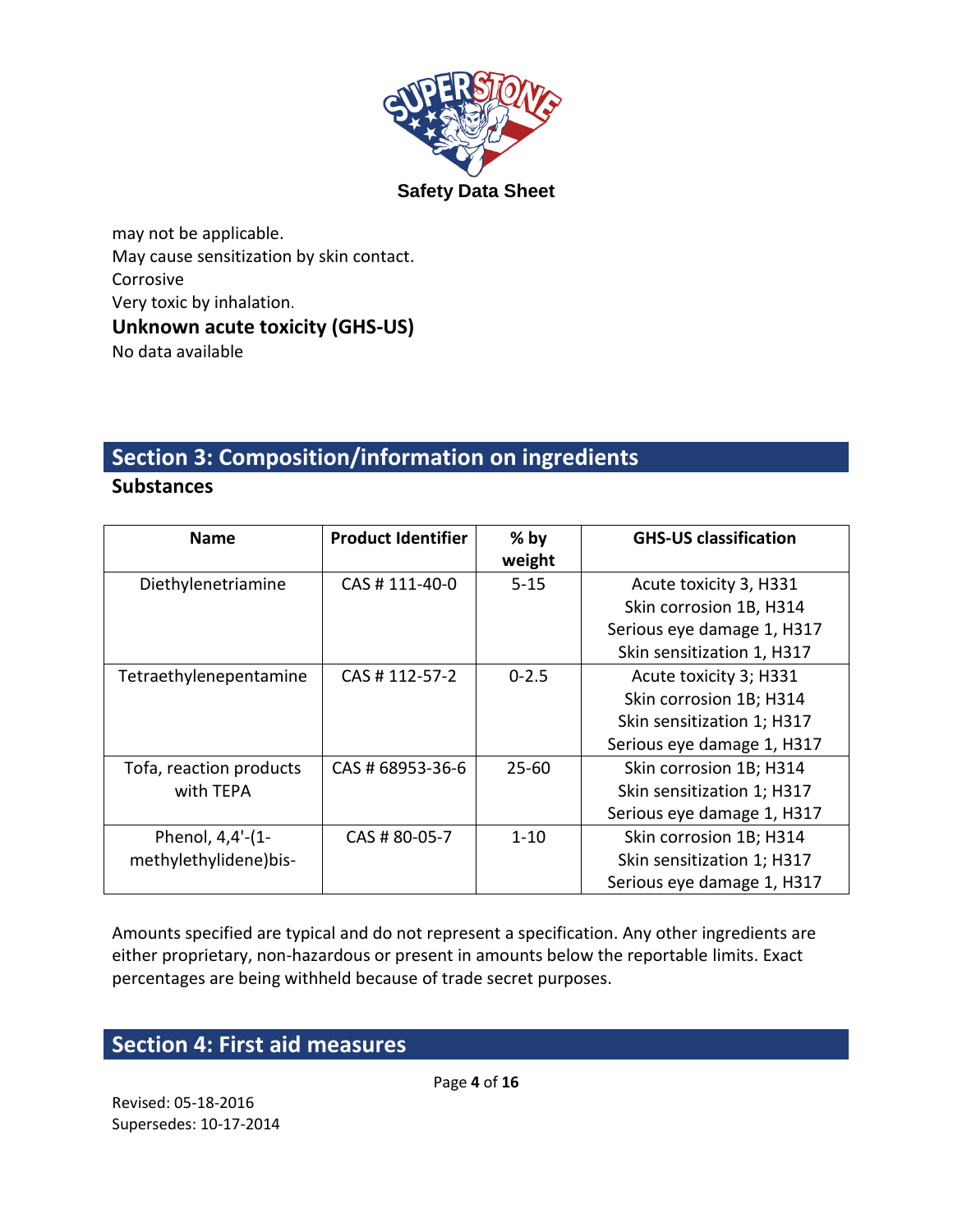may not be applicable.
May cause sensitization by skin contact.
Corrosive
Very toxic by inhalation.

### Unknown acute toxicity (GHS-US)

No data available

## Section 3: Composition/information on ingredients

### Substances

| Name | Product Identifier | % by weight | GHS-US classification |
|---|---|---|---|
| Diethylenetriamine | CAS # 111-40-0 | 5-15 | Acute toxicity 3, H331<br>Skin corrosion 1B, H314<br>Serious eye damage 1, H317<br>Skin sensitization 1, H317 |
| Tetraethylenepentamine | CAS # 112-57-2 | 0-2.5 | Acute toxicity 3; H331<br>Skin corrosion 1B; H314<br>Skin sensitization 1; H317<br>Serious eye damage 1, H317 |
| Tofa, reaction products with TEPA | CAS # 68953-36-6 | 25-60 | Skin corrosion 1B; H314<br>Skin sensitization 1; H317<br>Serious eye damage 1, H317 |
| Phenol, 4,4'-(1-methylethylidene)bis- | CAS # 80-05-7 | 1-10 | Skin corrosion 1B; H314<br>Skin sensitization 1; H317<br>Serious eye damage 1, H317 |

Amounts specified are typical and do not represent a specification. Any other ingredients are either proprietary, non-hazardous or present in amounts below the reportable limits. Exact percentages are being withheld because of trade secret purposes.

## Section 4: First aid measures

Revised: 05-18-2016
Supersedes: 10-17-2014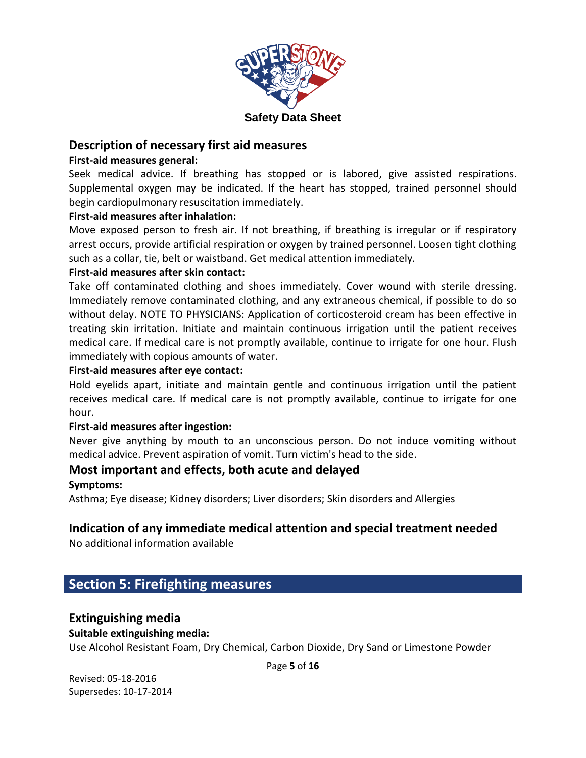## Description of necessary first aid measures

**First-aid measures general:**

Seek medical advice. If breathing has stopped or is labored, give assisted respirations. Supplemental oxygen may be indicated. If the heart has stopped, trained personnel should begin cardiopulmonary resuscitation immediately.

**First-aid measures after inhalation:**

Move exposed person to fresh air. If not breathing, if breathing is irregular or if respiratory arrest occurs, provide artificial respiration or oxygen by trained personnel. Loosen tight clothing such as a collar, tie, belt or waistband. Get medical attention immediately.

**First-aid measures after skin contact:**

Take off contaminated clothing and shoes immediately. Cover wound with sterile dressing. Immediately remove contaminated clothing, and any extraneous chemical, if possible to do so without delay. NOTE TO PHYSICIANS: Application of corticosteroid cream has been effective in treating skin irritation. Initiate and maintain continuous irrigation until the patient receives medical care. If medical care is not promptly available, continue to irrigate for one hour. Flush immediately with copious amounts of water.

**First-aid measures after eye contact:**

Hold eyelids apart, initiate and maintain gentle and continuous irrigation until the patient receives medical care. If medical care is not promptly available, continue to irrigate for one hour.

**First-aid measures after ingestion:**

Never give anything by mouth to an unconscious person. Do not induce vomiting without medical advice. Prevent aspiration of vomit. Turn victim's head to the side.

## Most important and effects, both acute and delayed

**Symptoms:**

Asthma; Eye disease; Kidney disorders; Liver disorders; Skin disorders and Allergies

## Indication of any immediate medical attention and special treatment needed

No additional information available

# Section 5: Firefighting measures

## Extinguishing media

**Suitable extinguishing media:**

Use Alcohol Resistant Foam, Dry Chemical, Carbon Dioxide, Dry Sand or Limestone Powder

Revised: 05-18-2016
Supersedes: 10-17-2014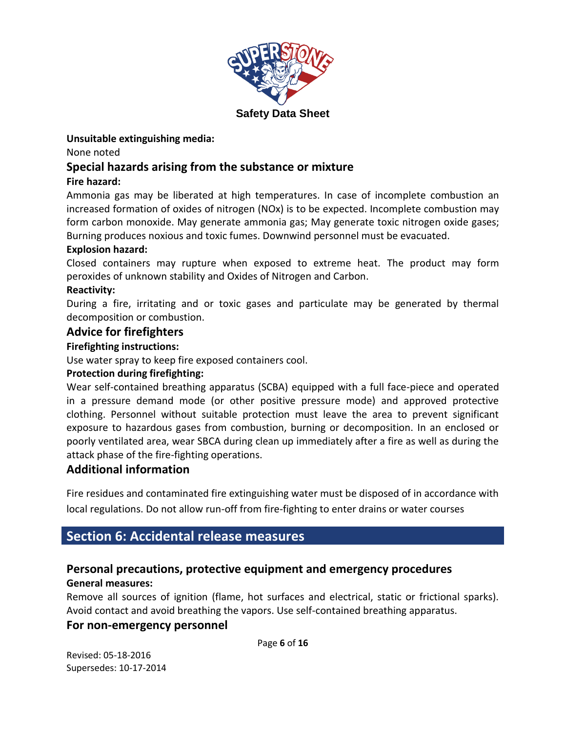**Unsuitable extinguishing media:**

None noted

## Special hazards arising from the substance or mixture

**Fire hazard:**

Ammonia gas may be liberated at high temperatures. In case of incomplete combustion an increased formation of oxides of nitrogen (NOx) is to be expected. Incomplete combustion may form carbon monoxide. May generate ammonia gas; May generate toxic nitrogen oxide gases; Burning produces noxious and toxic fumes. Downwind personnel must be evacuated.

**Explosion hazard:**

Closed containers may rupture when exposed to extreme heat. The product may form peroxides of unknown stability and Oxides of Nitrogen and Carbon.

**Reactivity:**

During a fire, irritating and or toxic gases and particulate may be generated by thermal decomposition or combustion.

## Advice for firefighters

**Firefighting instructions:**

Use water spray to keep fire exposed containers cool.

**Protection during firefighting:**

Wear self-contained breathing apparatus (SCBA) equipped with a full face-piece and operated in a pressure demand mode (or other positive pressure mode) and approved protective clothing. Personnel without suitable protection must leave the area to prevent significant exposure to hazardous gases from combustion, burning or decomposition. In an enclosed or poorly ventilated area, wear SBCA during clean up immediately after a fire as well as during the attack phase of the fire-fighting operations.

## Additional information

Fire residues and contaminated fire extinguishing water must be disposed of in accordance with local regulations. Do not allow run-off from fire-fighting to enter drains or water courses

# Section 6: Accidental release measures

## Personal precautions, protective equipment and emergency procedures

**General measures:**

Remove all sources of ignition (flame, hot surfaces and electrical, static or frictional sparks). Avoid contact and avoid breathing the vapors. Use self-contained breathing apparatus.

## For non-emergency personnel

Revised: 05-18-2016
Supersedes: 10-17-2014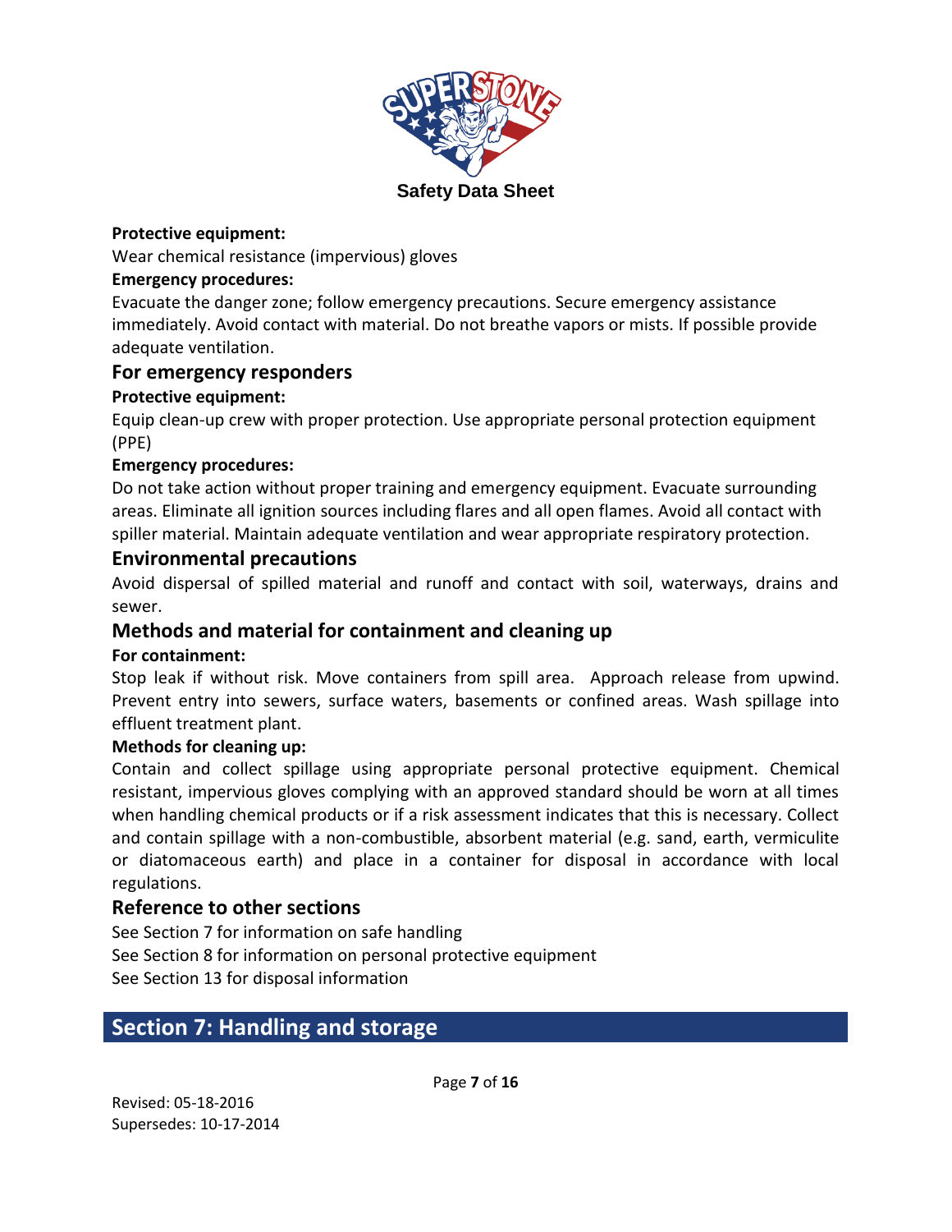**Protective equipment:**

Wear chemical resistance (impervious) gloves

**Emergency procedures:**

Evacuate the danger zone; follow emergency precautions. Secure emergency assistance immediately. Avoid contact with material. Do not breathe vapors or mists. If possible provide adequate ventilation.

## For emergency responders

**Protective equipment:**

Equip clean-up crew with proper protection. Use appropriate personal protection equipment (PPE)

**Emergency procedures:**

Do not take action without proper training and emergency equipment. Evacuate surrounding areas. Eliminate all ignition sources including flares and all open flames. Avoid all contact with spiller material. Maintain adequate ventilation and wear appropriate respiratory protection.

## Environmental precautions

Avoid dispersal of spilled material and runoff and contact with soil, waterways, drains and sewer.

## Methods and material for containment and cleaning up

**For containment:**

Stop leak if without risk. Move containers from spill area. Approach release from upwind. Prevent entry into sewers, surface waters, basements or confined areas. Wash spillage into effluent treatment plant.

**Methods for cleaning up:**

Contain and collect spillage using appropriate personal protective equipment. Chemical resistant, impervious gloves complying with an approved standard should be worn at all times when handling chemical products or if a risk assessment indicates that this is necessary. Collect and contain spillage with a non-combustible, absorbent material (e.g. sand, earth, vermiculite or diatomaceous earth) and place in a container for disposal in accordance with local regulations.

## Reference to other sections

See Section 7 for information on safe handling

See Section 8 for information on personal protective equipment

See Section 13 for disposal information

# Section 7: Handling and storage

Revised: 05-18-2016
Supersedes: 10-17-2014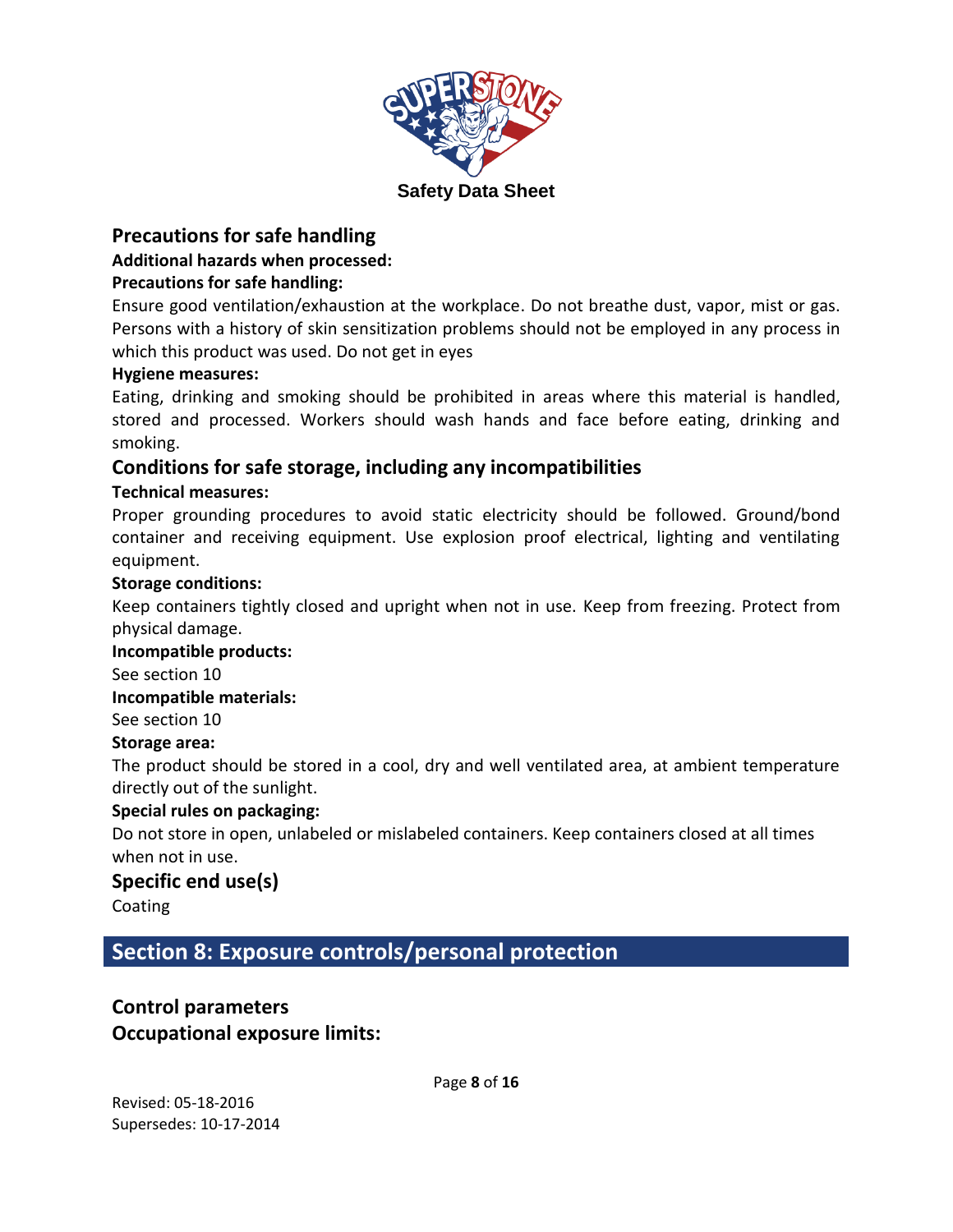## Precautions for safe handling

**Additional hazards when processed:**

**Precautions for safe handling:**

Ensure good ventilation/exhaustion at the workplace. Do not breathe dust, vapor, mist or gas. Persons with a history of skin sensitization problems should not be employed in any process in which this product was used. Do not get in eyes

**Hygiene measures:**

Eating, drinking and smoking should be prohibited in areas where this material is handled, stored and processed. Workers should wash hands and face before eating, drinking and smoking.

## Conditions for safe storage, including any incompatibilities

**Technical measures:**

Proper grounding procedures to avoid static electricity should be followed. Ground/bond container and receiving equipment. Use explosion proof electrical, lighting and ventilating equipment.

**Storage conditions:**

Keep containers tightly closed and upright when not in use. Keep from freezing. Protect from physical damage.

**Incompatible products:**

See section 10

**Incompatible materials:**

See section 10

**Storage area:**

The product should be stored in a cool, dry and well ventilated area, at ambient temperature directly out of the sunlight.

**Special rules on packaging:**

Do not store in open, unlabeled or mislabeled containers. Keep containers closed at all times when not in use.

## Specific end use(s)

Coating

# Section 8: Exposure controls/personal protection

## Control parameters

## Occupational exposure limits: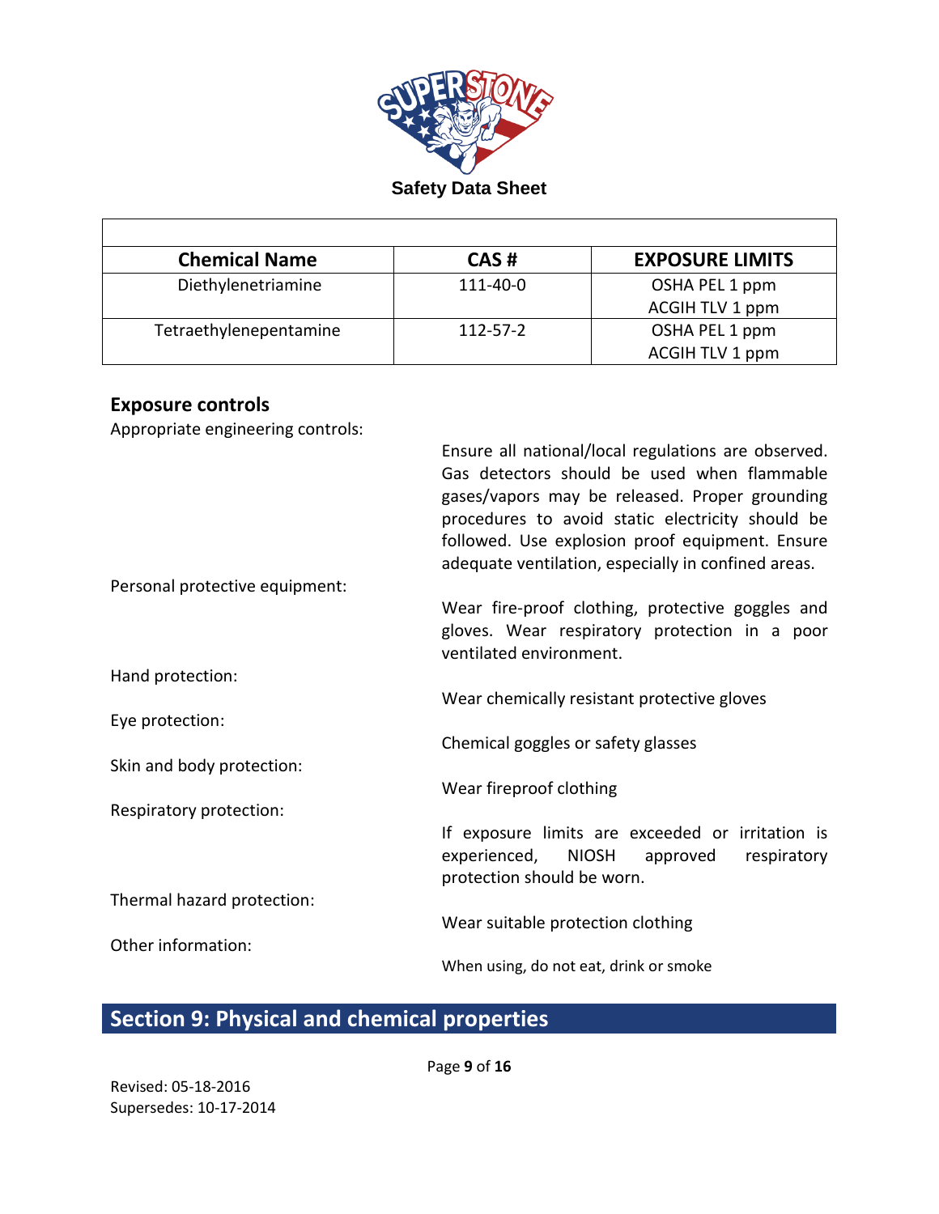| Chemical Name | CAS # | EXPOSURE LIMITS |
|---|---|---|
| Diethylenetriamine | 111-40-0 | OSHA PEL 1 ppm<br>ACGIH TLV 1 ppm |
| Tetraethylenepentamine | 112-57-2 | OSHA PEL 1 ppm<br>ACGIH TLV 1 ppm |

## Exposure controls

Appropriate engineering controls:
: Ensure all national/local regulations are observed. Gas detectors should be used when flammable gases/vapors may be released. Proper grounding procedures to avoid static electricity should be followed. Use explosion proof equipment. Ensure adequate ventilation, especially in confined areas.

Personal protective equipment:
: Wear fire-proof clothing, protective goggles and gloves. Wear respiratory protection in a poor ventilated environment.

Hand protection:
: Wear chemically resistant protective gloves

Eye protection:
: Chemical goggles or safety glasses

Skin and body protection:
: Wear fireproof clothing

Respiratory protection:
: If exposure limits are exceeded or irritation is experienced, NIOSH approved respiratory protection should be worn.

Thermal hazard protection:
: Wear suitable protection clothing

Other information:
: When using, do not eat, drink or smoke

## Section 9: Physical and chemical properties

Revised: 05-18-2016
Supersedes: 10-17-2014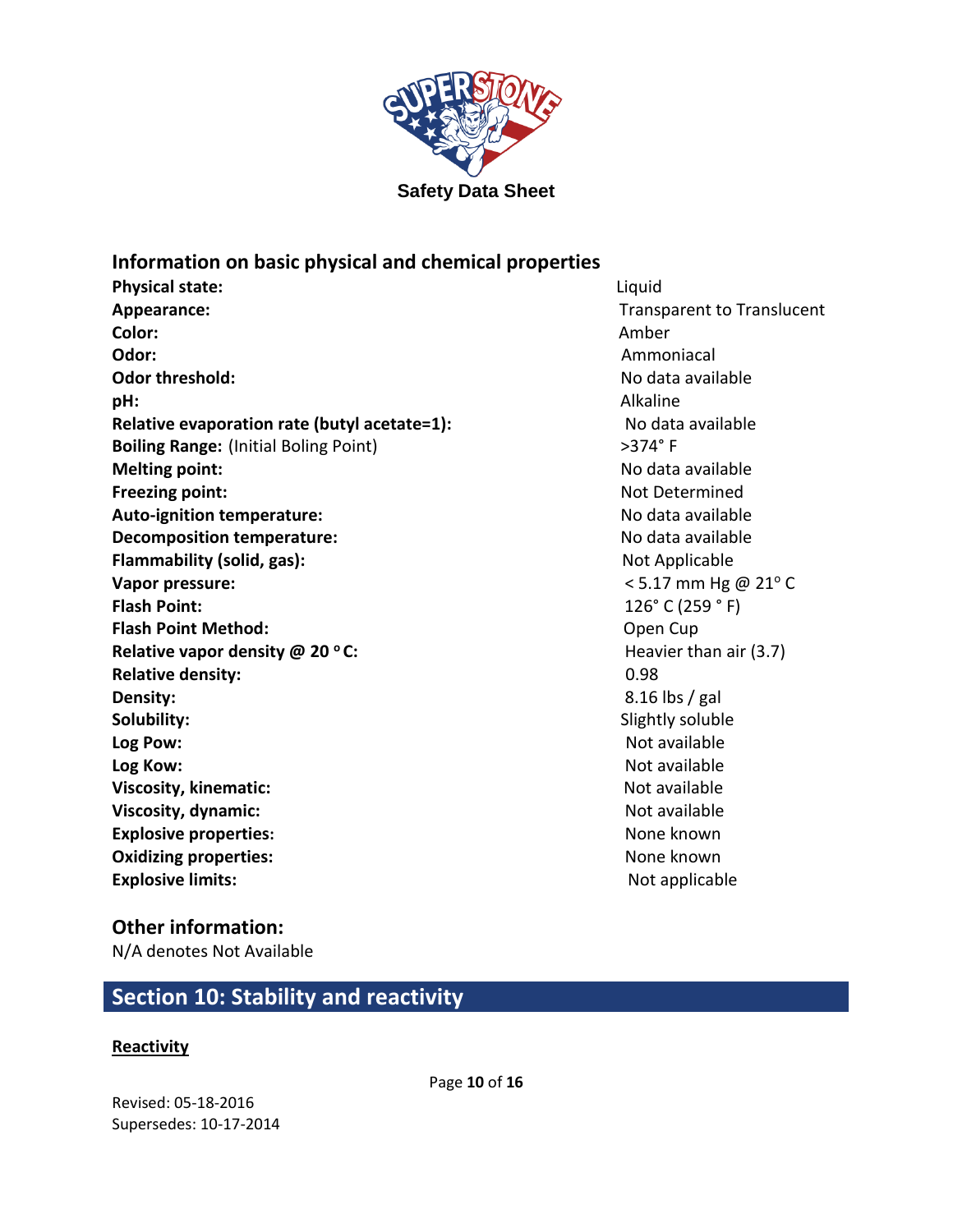## Information on basic physical and chemical properties

| Property | Value |
| --- | --- |
| **Physical state:** | Liquid |
| **Appearance:** | Transparent to Translucent |
| **Color:** | Amber |
| **Odor:** | Ammoniacal |
| **Odor threshold:** | No data available |
| **pH:** | Alkaline |
| **Relative evaporation rate (butyl acetate=1):** | No data available |
| **Boiling Range:** (Initial Boling Point) | >374° F |
| **Melting point:** | No data available |
| **Freezing point:** | Not Determined |
| **Auto-ignition temperature:** | No data available |
| **Decomposition temperature:** | No data available |
| **Flammability (solid, gas):** | Not Applicable |
| **Vapor pressure:** | < 5.17 mm Hg @ 21° C |
| **Flash Point:** | 126° C (259 ° F) |
| **Flash Point Method:** | Open Cup |
| **Relative vapor density @ 20 °C:** | Heavier than air (3.7) |
| **Relative density:** | 0.98 |
| **Density:** | 8.16 lbs / gal |
| **Solubility:** | Slightly soluble |
| **Log Pow:** | Not available |
| **Log Kow:** | Not available |
| **Viscosity, kinematic:** | Not available |
| **Viscosity, dynamic:** | Not available |
| **Explosive properties:** | None known |
| **Oxidizing properties:** | None known |
| **Explosive limits:** | Not applicable |

## Other information:

N/A denotes Not Available

## Section 10: Stability and reactivity

**Reactivity**

Revised: 05-18-2016
Supersedes: 10-17-2014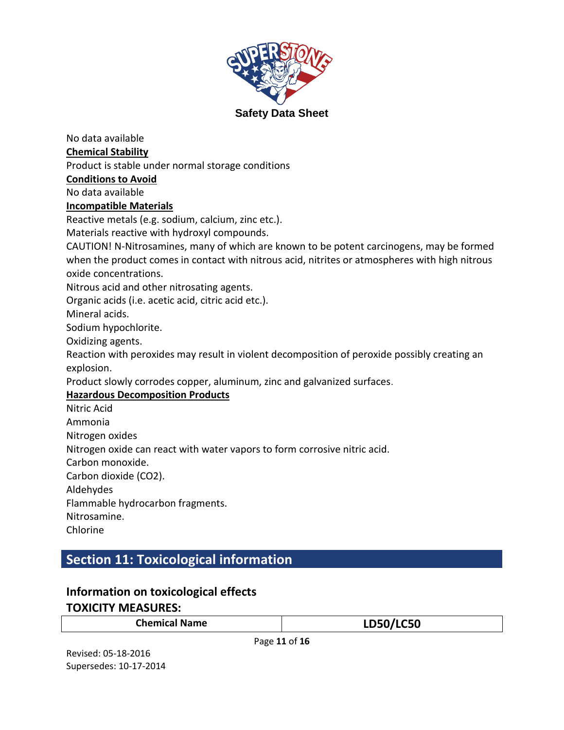No data available

**Chemical Stability**

Product is stable under normal storage conditions

**Conditions to Avoid**

No data available

**Incompatible Materials**

Reactive metals (e.g. sodium, calcium, zinc etc.).

Materials reactive with hydroxyl compounds.

CAUTION! N-Nitrosamines, many of which are known to be potent carcinogens, may be formed when the product comes in contact with nitrous acid, nitrites or atmospheres with high nitrous oxide concentrations.

Nitrous acid and other nitrosating agents.

Organic acids (i.e. acetic acid, citric acid etc.).

Mineral acids.

Sodium hypochlorite.

Oxidizing agents.

Reaction with peroxides may result in violent decomposition of peroxide possibly creating an explosion.

Product slowly corrodes copper, aluminum, zinc and galvanized surfaces.

**Hazardous Decomposition Products**

Nitric Acid

Ammonia

Nitrogen oxides

Nitrogen oxide can react with water vapors to form corrosive nitric acid.

Carbon monoxide.

Carbon dioxide ($CO_2$).

Aldehydes

Flammable hydrocarbon fragments.

Nitrosamine.

Chlorine

## Section 11: Toxicological information

### Information on toxicological effects

### TOXICITY MEASURES:

| Chemical Name | LD50/LC50 |
|---|---|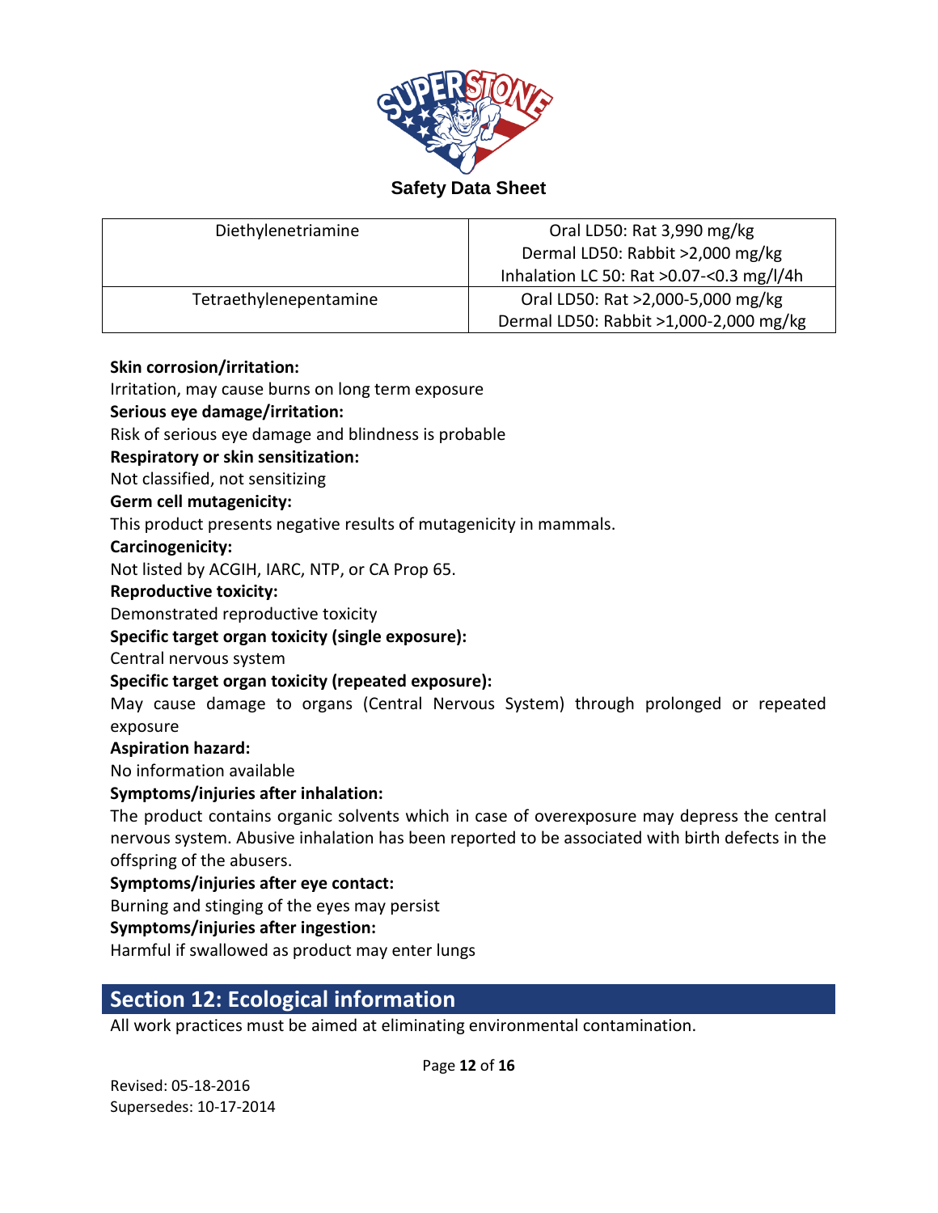| Diethylenetriamine | Oral LD50: Rat 3,990 mg/kg<br>Dermal LD50: Rabbit >2,000 mg/kg<br>Inhalation LC 50: Rat >0.07-<0.3 mg/l/4h |
|---|---|
| Tetraethylenepentamine | Oral LD50: Rat >2,000-5,000 mg/kg<br>Dermal LD50: Rabbit >1,000-2,000 mg/kg |

**Skin corrosion/irritation:**
Irritation, may cause burns on long term exposure

**Serious eye damage/irritation:**
Risk of serious eye damage and blindness is probable

**Respiratory or skin sensitization:**
Not classified, not sensitizing

**Germ cell mutagenicity:**
This product presents negative results of mutagenicity in mammals.

**Carcinogenicity:**
Not listed by ACGIH, IARC, NTP, or CA Prop 65.

**Reproductive toxicity:**
Demonstrated reproductive toxicity

**Specific target organ toxicity (single exposure):**
Central nervous system

**Specific target organ toxicity (repeated exposure):**
May cause damage to organs (Central Nervous System) through prolonged or repeated exposure

**Aspiration hazard:**
No information available

**Symptoms/injuries after inhalation:**
The product contains organic solvents which in case of overexposure may depress the central nervous system. Abusive inhalation has been reported to be associated with birth defects in the offspring of the abusers.

**Symptoms/injuries after eye contact:**
Burning and stinging of the eyes may persist

**Symptoms/injuries after ingestion:**
Harmful if swallowed as product may enter lungs

## Section 12: Ecological information

All work practices must be aimed at eliminating environmental contamination.

Revised: 05-18-2016
Supersedes: 10-17-2014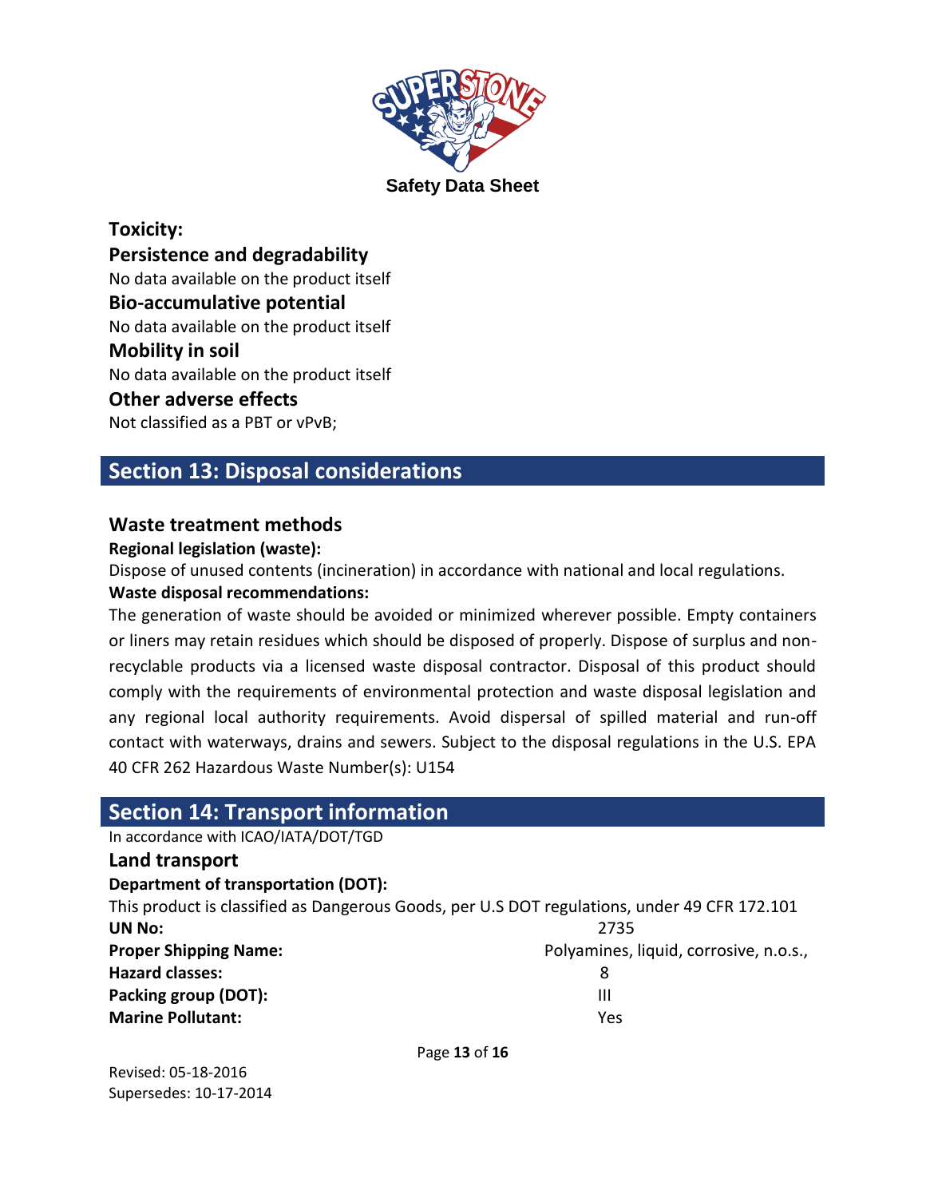**Toxicity:**

### Persistence and degradability

No data available on the product itself

### Bio-accumulative potential

No data available on the product itself

### Mobility in soil

No data available on the product itself

### Other adverse effects

Not classified as a PBT or vPvB;

## Section 13: Disposal considerations

### Waste treatment methods

**Regional legislation (waste):**

Dispose of unused contents (incineration) in accordance with national and local regulations.

**Waste disposal recommendations:**

The generation of waste should be avoided or minimized wherever possible. Empty containers or liners may retain residues which should be disposed of properly. Dispose of surplus and non-recyclable products via a licensed waste disposal contractor. Disposal of this product should comply with the requirements of environmental protection and waste disposal legislation and any regional local authority requirements. Avoid dispersal of spilled material and run-off contact with waterways, drains and sewers. Subject to the disposal regulations in the U.S. EPA 40 CFR 262 Hazardous Waste Number(s): U154

## Section 14: Transport information

In accordance with ICAO/IATA/DOT/TGD

### Land transport

**Department of transportation (DOT):**

This product is classified as Dangerous Goods, per U.S DOT regulations, under 49 CFR 172.101

| | |
|---|---|
| **UN No:** | 2735 |
| **Proper Shipping Name:** | Polyamines, liquid, corrosive, n.o.s., |
| **Hazard classes:** | 8 |
| **Packing group (DOT):** | III |
| **Marine Pollutant:** | Yes |

Revised: 05-18-2016
Supersedes: 10-17-2014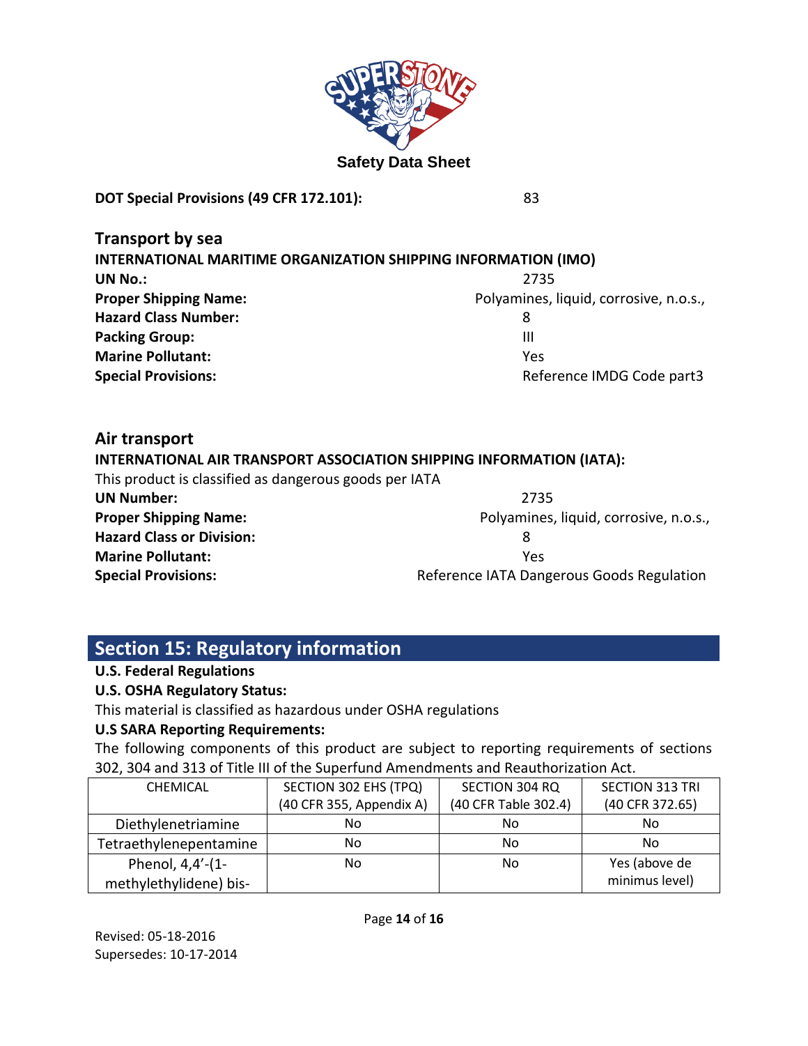**DOT Special Provisions (49 CFR 172.101):** 83

## Transport by sea

**INTERNATIONAL MARITIME ORGANIZATION SHIPPING INFORMATION (IMO)**

**UN No.:** 2735
**Proper Shipping Name:** Polyamines, liquid, corrosive, n.o.s.,
**Hazard Class Number:** 8
**Packing Group:** III
**Marine Pollutant:** Yes
**Special Provisions:** Reference IMDG Code part3

## Air transport

**INTERNATIONAL AIR TRANSPORT ASSOCIATION SHIPPING INFORMATION (IATA):**

This product is classified as dangerous goods per IATA

**UN Number:** 2735
**Proper Shipping Name:** Polyamines, liquid, corrosive, n.o.s.,
**Hazard Class or Division:** 8
**Marine Pollutant:** Yes
**Special Provisions:** Reference IATA Dangerous Goods Regulation

## Section 15: Regulatory information

**U.S. Federal Regulations**

**U.S. OSHA Regulatory Status:**

This material is classified as hazardous under OSHA regulations

**U.S SARA Reporting Requirements:**

The following components of this product are subject to reporting requirements of sections 302, 304 and 313 of Title III of the Superfund Amendments and Reauthorization Act.

| CHEMICAL | SECTION 302 EHS (TPQ) (40 CFR 355, Appendix A) | SECTION 304 RQ (40 CFR Table 302.4) | SECTION 313 TRI (40 CFR 372.65) |
|---|---|---|---|
| Diethylenetriamine | No | No | No |
| Tetraethylenepentamine | No | No | No |
| Phenol, 4,4'-(1-methylethylidene) bis- | No | No | Yes (above de minimus level) |

Revised: 05-18-2016
Supersedes: 10-17-2014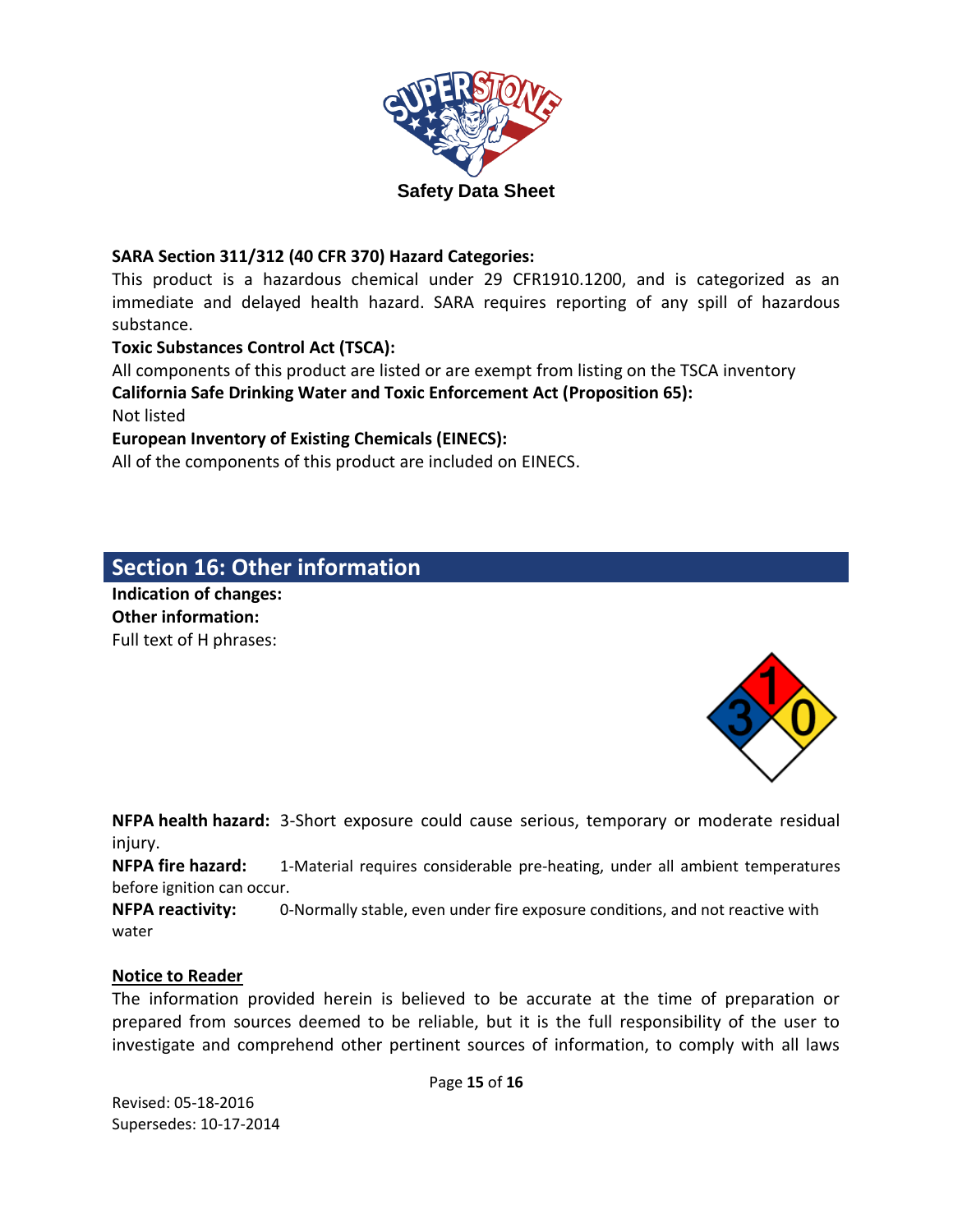**SARA Section 311/312 (40 CFR 370) Hazard Categories:**

This product is a hazardous chemical under 29 CFR1910.1200, and is categorized as an immediate and delayed health hazard. SARA requires reporting of any spill of hazardous substance.

**Toxic Substances Control Act (TSCA):**

All components of this product are listed or are exempt from listing on the TSCA inventory

**California Safe Drinking Water and Toxic Enforcement Act (Proposition 65):**

Not listed

**European Inventory of Existing Chemicals (EINECS):**

All of the components of this product are included on EINECS.

## Section 16: Other information

**Indication of changes:**

**Other information:**

Full text of H phrases:

**NFPA health hazard:** 3-Short exposure could cause serious, temporary or moderate residual injury.

**NFPA fire hazard:** 1-Material requires considerable pre-heating, under all ambient temperatures before ignition can occur.

**NFPA reactivity:** 0-Normally stable, even under fire exposure conditions, and not reactive with water

**Notice to Reader**

The information provided herein is believed to be accurate at the time of preparation or prepared from sources deemed to be reliable, but it is the full responsibility of the user to investigate and comprehend other pertinent sources of information, to comply with all laws

Revised: 05-18-2016
Supersedes: 10-17-2014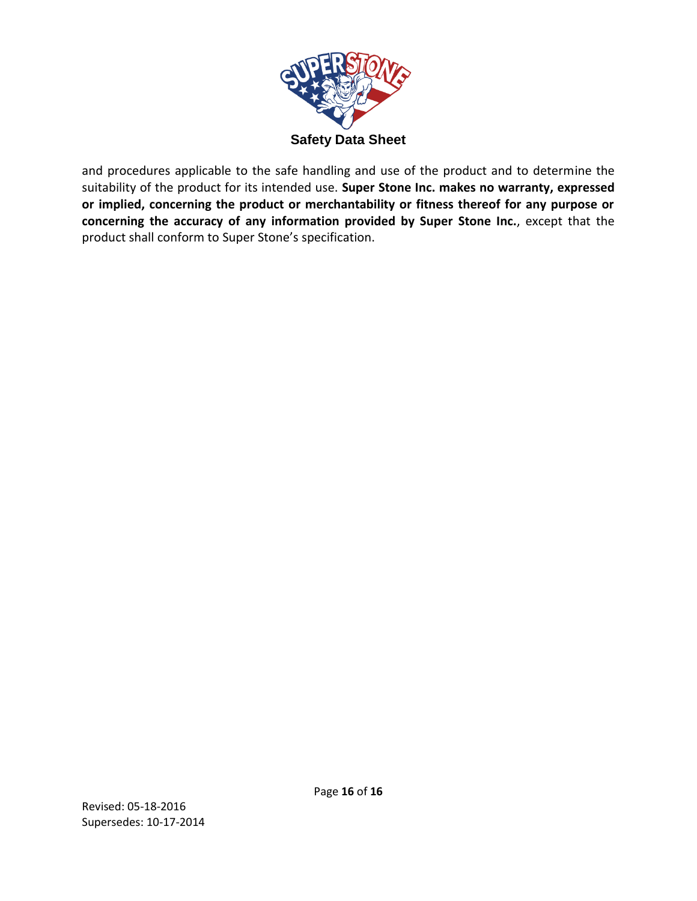and procedures applicable to the safe handling and use of the product and to determine the suitability of the product for its intended use. **Super Stone Inc. makes no warranty, expressed or implied, concerning the product or merchantability or fitness thereof for any purpose or concerning the accuracy of any information provided by Super Stone Inc.**, except that the product shall conform to Super Stone's specification.

Revised: 05-18-2016
Supersedes: 10-17-2014